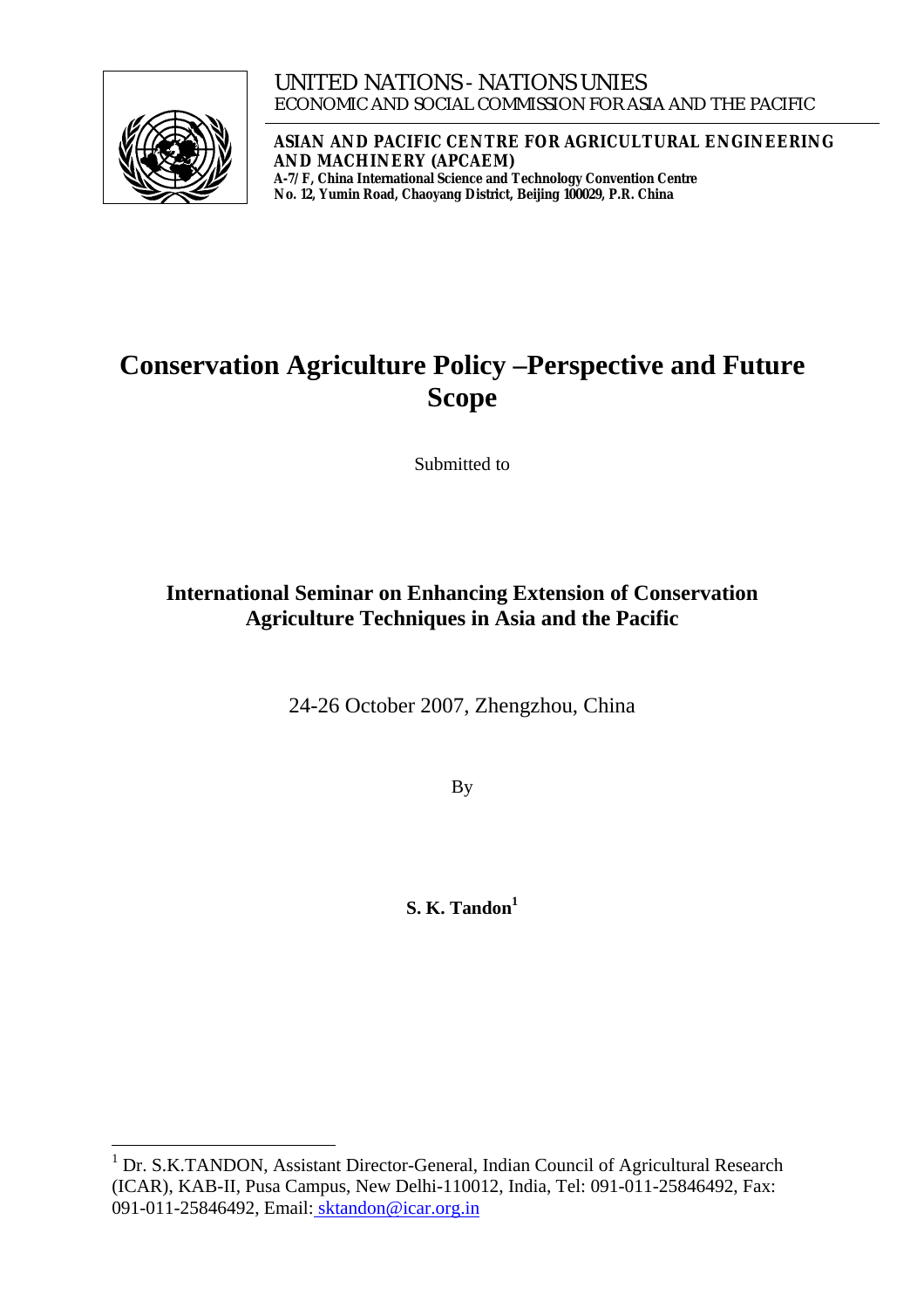UNITED NATIONS - NATIONS UNIES
ECONOMIC AND SOCIAL COMMISSION FOR ASIA AND THE PACIFIC

**ASIAN AND PACIFIC CENTRE FOR AGRICULTURAL ENGINEERING AND MACHINERY (APCAEM)**
**A-7/F, China International Science and Technology Convention Centre**
**No. 12, Yumin Road, Chaoyang District, Beijing 100029, P.R. China**

# Conservation Agriculture Policy –Perspective and Future Scope

Submitted to

## International Seminar on Enhancing Extension of Conservation Agriculture Techniques in Asia and the Pacific

24-26 October 2007, Zhengzhou, China

By

**S. K. Tandon[1]**

---

[1] Dr. S.K.TANDON, Assistant Director-General, Indian Council of Agricultural Research (ICAR), KAB-II, Pusa Campus, New Delhi-110012, India, Tel: 091-011-25846492, Fax: 091-011-25846492, Email: sktandon@icar.org.in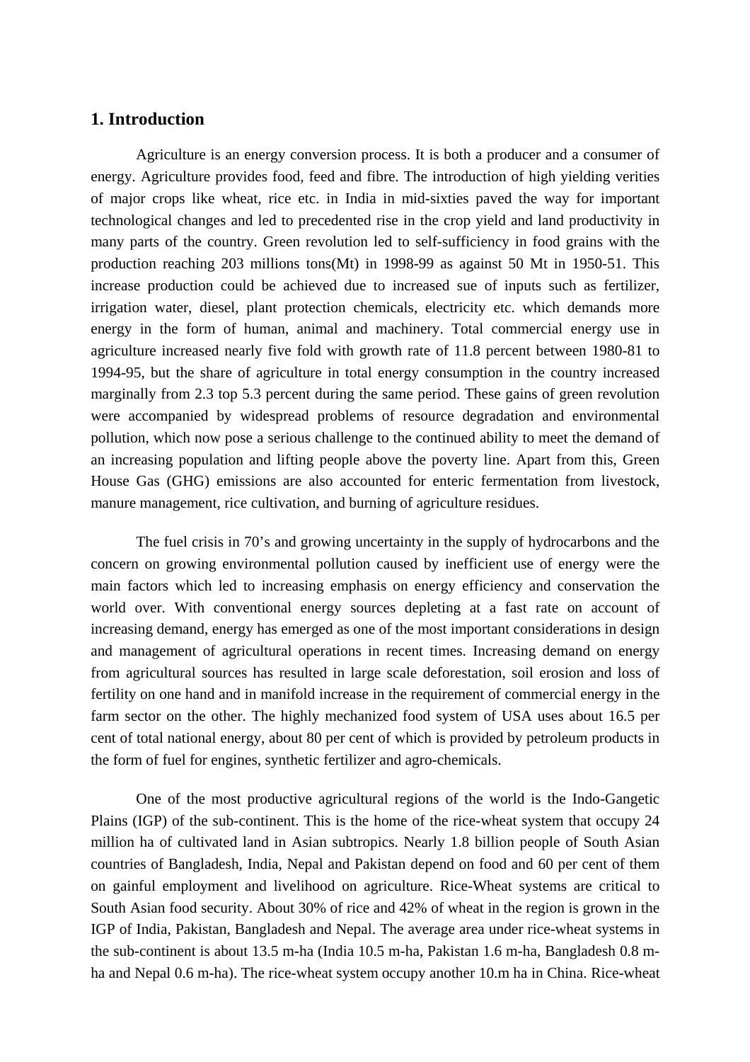## 1. Introduction

Agriculture is an energy conversion process. It is both a producer and a consumer of energy. Agriculture provides food, feed and fibre. The introduction of high yielding verities of major crops like wheat, rice etc. in India in mid-sixties paved the way for important technological changes and led to precedented rise in the crop yield and land productivity in many parts of the country. Green revolution led to self-sufficiency in food grains with the production reaching 203 millions tons(Mt) in 1998-99 as against 50 Mt in 1950-51. This increase production could be achieved due to increased sue of inputs such as fertilizer, irrigation water, diesel, plant protection chemicals, electricity etc. which demands more energy in the form of human, animal and machinery. Total commercial energy use in agriculture increased nearly five fold with growth rate of 11.8 percent between 1980-81 to 1994-95, but the share of agriculture in total energy consumption in the country increased marginally from 2.3 top 5.3 percent during the same period. These gains of green revolution were accompanied by widespread problems of resource degradation and environmental pollution, which now pose a serious challenge to the continued ability to meet the demand of an increasing population and lifting people above the poverty line. Apart from this, Green House Gas (GHG) emissions are also accounted for enteric fermentation from livestock, manure management, rice cultivation, and burning of agriculture residues.

The fuel crisis in 70's and growing uncertainty in the supply of hydrocarbons and the concern on growing environmental pollution caused by inefficient use of energy were the main factors which led to increasing emphasis on energy efficiency and conservation the world over. With conventional energy sources depleting at a fast rate on account of increasing demand, energy has emerged as one of the most important considerations in design and management of agricultural operations in recent times. Increasing demand on energy from agricultural sources has resulted in large scale deforestation, soil erosion and loss of fertility on one hand and in manifold increase in the requirement of commercial energy in the farm sector on the other. The highly mechanized food system of USA uses about 16.5 per cent of total national energy, about 80 per cent of which is provided by petroleum products in the form of fuel for engines, synthetic fertilizer and agro-chemicals.

One of the most productive agricultural regions of the world is the Indo-Gangetic Plains (IGP) of the sub-continent. This is the home of the rice-wheat system that occupy 24 million ha of cultivated land in Asian subtropics. Nearly 1.8 billion people of South Asian countries of Bangladesh, India, Nepal and Pakistan depend on food and 60 per cent of them on gainful employment and livelihood on agriculture. Rice-Wheat systems are critical to South Asian food security. About 30% of rice and 42% of wheat in the region is grown in the IGP of India, Pakistan, Bangladesh and Nepal. The average area under rice-wheat systems in the sub-continent is about 13.5 m-ha (India 10.5 m-ha, Pakistan 1.6 m-ha, Bangladesh 0.8 m-ha and Nepal 0.6 m-ha). The rice-wheat system occupy another 10.m ha in China. Rice-wheat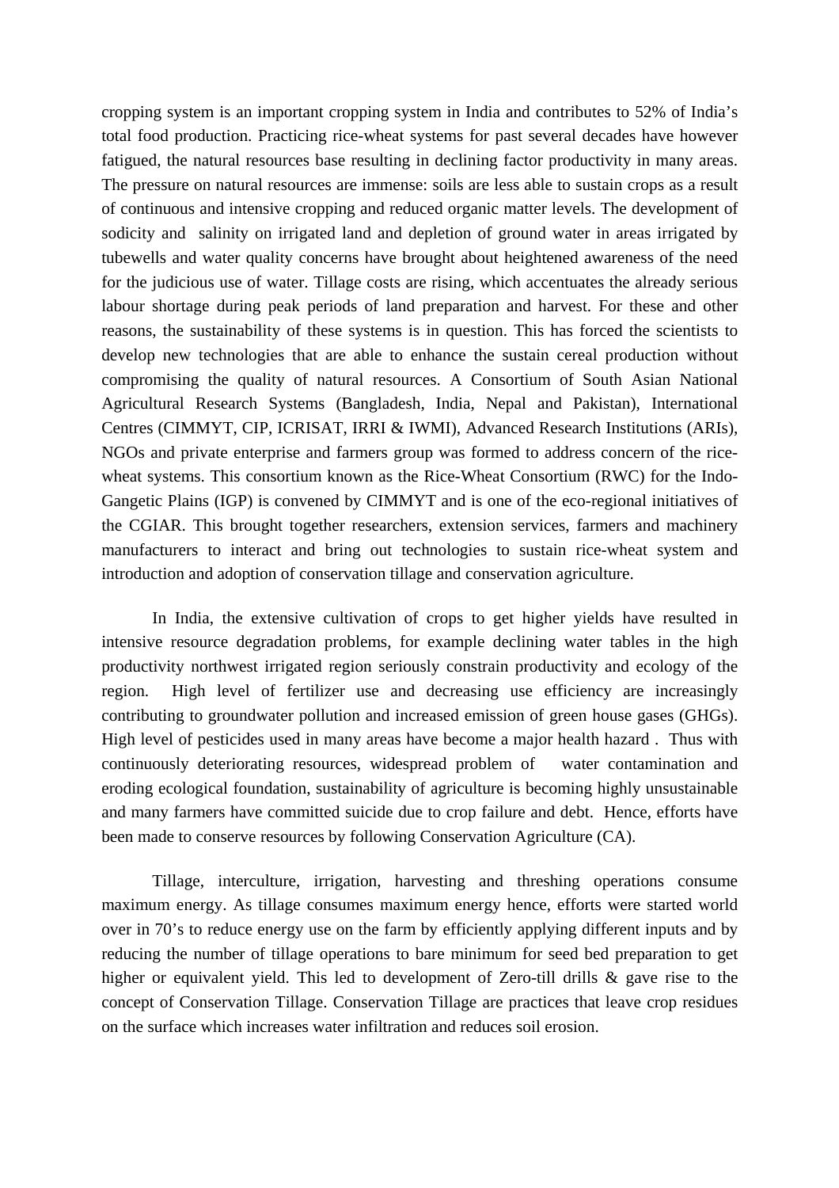cropping system is an important cropping system in India and contributes to 52% of India's total food production. Practicing rice-wheat systems for past several decades have however fatigued, the natural resources base resulting in declining factor productivity in many areas. The pressure on natural resources are immense: soils are less able to sustain crops as a result of continuous and intensive cropping and reduced organic matter levels. The development of sodicity and salinity on irrigated land and depletion of ground water in areas irrigated by tubewells and water quality concerns have brought about heightened awareness of the need for the judicious use of water. Tillage costs are rising, which accentuates the already serious labour shortage during peak periods of land preparation and harvest. For these and other reasons, the sustainability of these systems is in question. This has forced the scientists to develop new technologies that are able to enhance the sustain cereal production without compromising the quality of natural resources. A Consortium of South Asian National Agricultural Research Systems (Bangladesh, India, Nepal and Pakistan), International Centres (CIMMYT, CIP, ICRISAT, IRRI & IWMI), Advanced Research Institutions (ARIs), NGOs and private enterprise and farmers group was formed to address concern of the rice-wheat systems. This consortium known as the Rice-Wheat Consortium (RWC) for the Indo-Gangetic Plains (IGP) is convened by CIMMYT and is one of the eco-regional initiatives of the CGIAR. This brought together researchers, extension services, farmers and machinery manufacturers to interact and bring out technologies to sustain rice-wheat system and introduction and adoption of conservation tillage and conservation agriculture.

In India, the extensive cultivation of crops to get higher yields have resulted in intensive resource degradation problems, for example declining water tables in the high productivity northwest irrigated region seriously constrain productivity and ecology of the region. High level of fertilizer use and decreasing use efficiency are increasingly contributing to groundwater pollution and increased emission of green house gases (GHGs). High level of pesticides used in many areas have become a major health hazard . Thus with continuously deteriorating resources, widespread problem of water contamination and eroding ecological foundation, sustainability of agriculture is becoming highly unsustainable and many farmers have committed suicide due to crop failure and debt. Hence, efforts have been made to conserve resources by following Conservation Agriculture (CA).

Tillage, interculture, irrigation, harvesting and threshing operations consume maximum energy. As tillage consumes maximum energy hence, efforts were started world over in 70's to reduce energy use on the farm by efficiently applying different inputs and by reducing the number of tillage operations to bare minimum for seed bed preparation to get higher or equivalent yield. This led to development of Zero-till drills & gave rise to the concept of Conservation Tillage. Conservation Tillage are practices that leave crop residues on the surface which increases water infiltration and reduces soil erosion.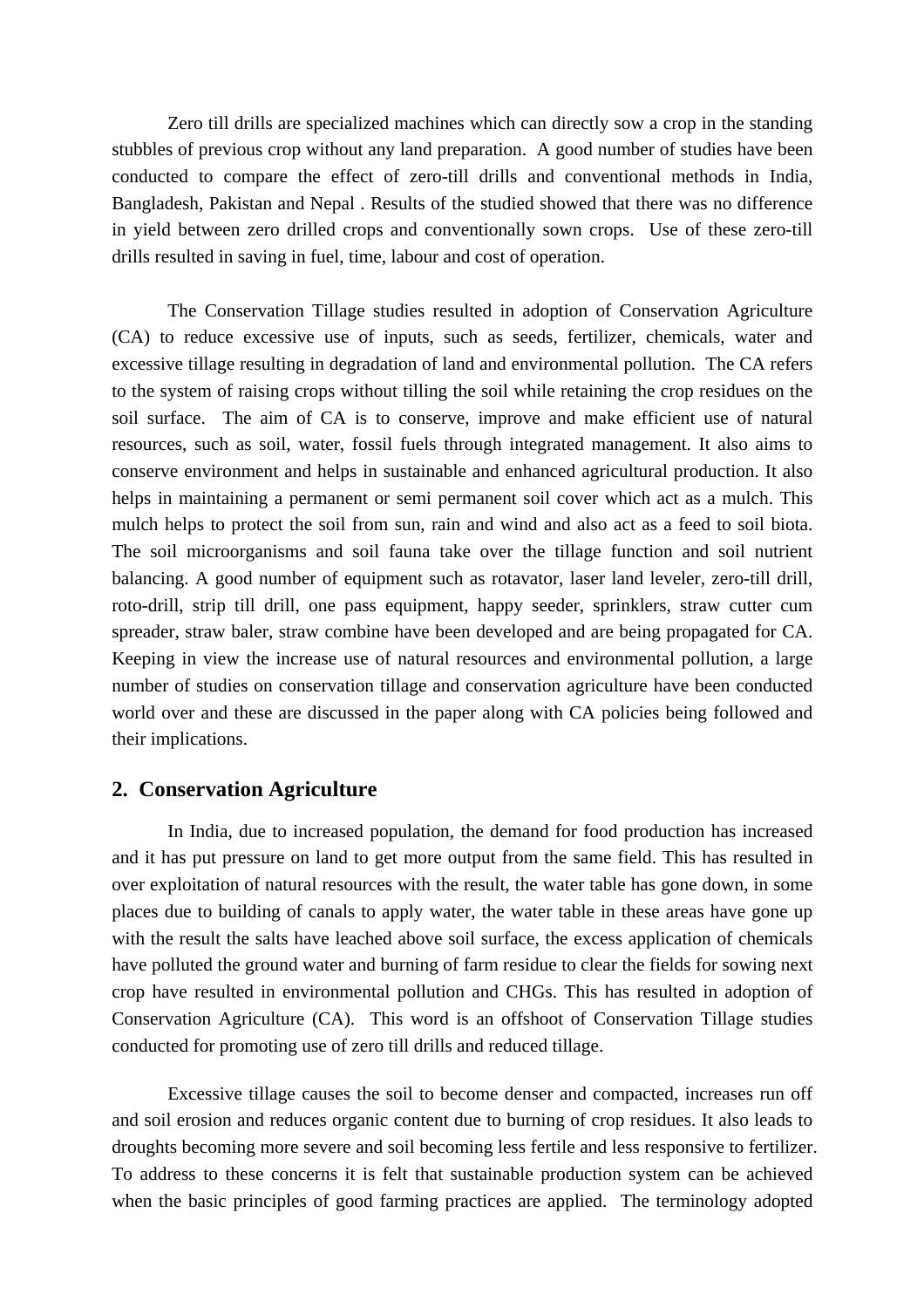Zero till drills are specialized machines which can directly sow a crop in the standing stubbles of previous crop without any land preparation. A good number of studies have been conducted to compare the effect of zero-till drills and conventional methods in India, Bangladesh, Pakistan and Nepal . Results of the studied showed that there was no difference in yield between zero drilled crops and conventionally sown crops. Use of these zero-till drills resulted in saving in fuel, time, labour and cost of operation.

The Conservation Tillage studies resulted in adoption of Conservation Agriculture (CA) to reduce excessive use of inputs, such as seeds, fertilizer, chemicals, water and excessive tillage resulting in degradation of land and environmental pollution. The CA refers to the system of raising crops without tilling the soil while retaining the crop residues on the soil surface. The aim of CA is to conserve, improve and make efficient use of natural resources, such as soil, water, fossil fuels through integrated management. It also aims to conserve environment and helps in sustainable and enhanced agricultural production. It also helps in maintaining a permanent or semi permanent soil cover which act as a mulch. This mulch helps to protect the soil from sun, rain and wind and also act as a feed to soil biota. The soil microorganisms and soil fauna take over the tillage function and soil nutrient balancing. A good number of equipment such as rotavator, laser land leveler, zero-till drill, roto-drill, strip till drill, one pass equipment, happy seeder, sprinklers, straw cutter cum spreader, straw baler, straw combine have been developed and are being propagated for CA. Keeping in view the increase use of natural resources and environmental pollution, a large number of studies on conservation tillage and conservation agriculture have been conducted world over and these are discussed in the paper along with CA policies being followed and their implications.

## 2. Conservation Agriculture

In India, due to increased population, the demand for food production has increased and it has put pressure on land to get more output from the same field. This has resulted in over exploitation of natural resources with the result, the water table has gone down, in some places due to building of canals to apply water, the water table in these areas have gone up with the result the salts have leached above soil surface, the excess application of chemicals have polluted the ground water and burning of farm residue to clear the fields for sowing next crop have resulted in environmental pollution and CHGs. This has resulted in adoption of Conservation Agriculture (CA). This word is an offshoot of Conservation Tillage studies conducted for promoting use of zero till drills and reduced tillage.

Excessive tillage causes the soil to become denser and compacted, increases run off and soil erosion and reduces organic content due to burning of crop residues. It also leads to droughts becoming more severe and soil becoming less fertile and less responsive to fertilizer. To address to these concerns it is felt that sustainable production system can be achieved when the basic principles of good farming practices are applied. The terminology adopted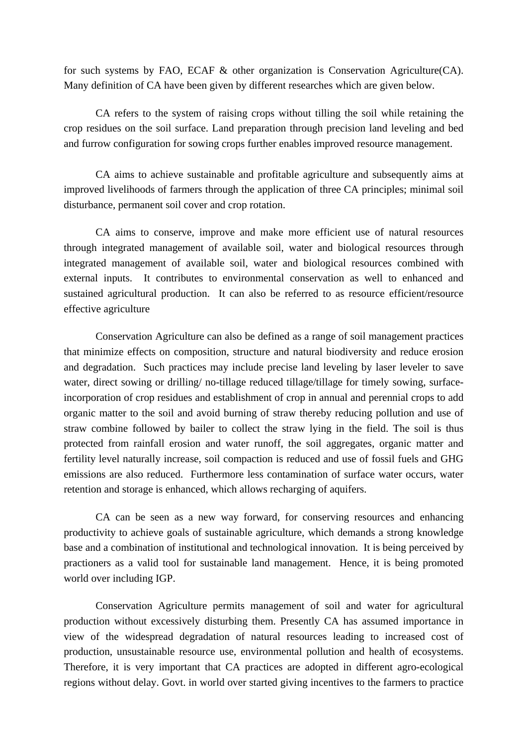for such systems by FAO, ECAF & other organization is Conservation Agriculture(CA). Many definition of CA have been given by different researches which are given below.

CA refers to the system of raising crops without tilling the soil while retaining the crop residues on the soil surface. Land preparation through precision land leveling and bed and furrow configuration for sowing crops further enables improved resource management.

CA aims to achieve sustainable and profitable agriculture and subsequently aims at improved livelihoods of farmers through the application of three CA principles; minimal soil disturbance, permanent soil cover and crop rotation.

CA aims to conserve, improve and make more efficient use of natural resources through integrated management of available soil, water and biological resources through integrated management of available soil, water and biological resources combined with external inputs. It contributes to environmental conservation as well to enhanced and sustained agricultural production. It can also be referred to as resource efficient/resource effective agriculture

Conservation Agriculture can also be defined as a range of soil management practices that minimize effects on composition, structure and natural biodiversity and reduce erosion and degradation. Such practices may include precise land leveling by laser leveler to save water, direct sowing or drilling/ no-tillage reduced tillage/tillage for timely sowing, surface-incorporation of crop residues and establishment of crop in annual and perennial crops to add organic matter to the soil and avoid burning of straw thereby reducing pollution and use of straw combine followed by bailer to collect the straw lying in the field. The soil is thus protected from rainfall erosion and water runoff, the soil aggregates, organic matter and fertility level naturally increase, soil compaction is reduced and use of fossil fuels and GHG emissions are also reduced. Furthermore less contamination of surface water occurs, water retention and storage is enhanced, which allows recharging of aquifers.

CA can be seen as a new way forward, for conserving resources and enhancing productivity to achieve goals of sustainable agriculture, which demands a strong knowledge base and a combination of institutional and technological innovation. It is being perceived by practioners as a valid tool for sustainable land management. Hence, it is being promoted world over including IGP.

Conservation Agriculture permits management of soil and water for agricultural production without excessively disturbing them. Presently CA has assumed importance in view of the widespread degradation of natural resources leading to increased cost of production, unsustainable resource use, environmental pollution and health of ecosystems. Therefore, it is very important that CA practices are adopted in different agro-ecological regions without delay. Govt. in world over started giving incentives to the farmers to practice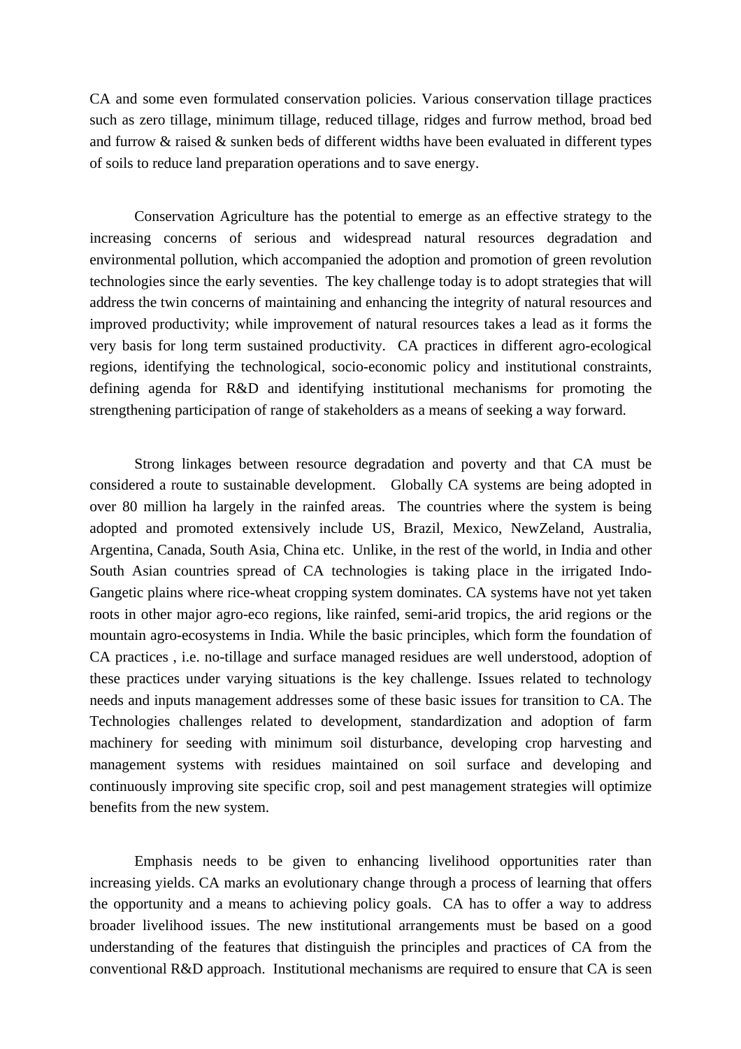CA and some even formulated conservation policies. Various conservation tillage practices such as zero tillage, minimum tillage, reduced tillage, ridges and furrow method, broad bed and furrow & raised & sunken beds of different widths have been evaluated in different types of soils to reduce land preparation operations and to save energy.

Conservation Agriculture has the potential to emerge as an effective strategy to the increasing concerns of serious and widespread natural resources degradation and environmental pollution, which accompanied the adoption and promotion of green revolution technologies since the early seventies. The key challenge today is to adopt strategies that will address the twin concerns of maintaining and enhancing the integrity of natural resources and improved productivity; while improvement of natural resources takes a lead as it forms the very basis for long term sustained productivity. CA practices in different agro-ecological regions, identifying the technological, socio-economic policy and institutional constraints, defining agenda for R&D and identifying institutional mechanisms for promoting the strengthening participation of range of stakeholders as a means of seeking a way forward.

Strong linkages between resource degradation and poverty and that CA must be considered a route to sustainable development. Globally CA systems are being adopted in over 80 million ha largely in the rainfed areas. The countries where the system is being adopted and promoted extensively include US, Brazil, Mexico, NewZeland, Australia, Argentina, Canada, South Asia, China etc. Unlike, in the rest of the world, in India and other South Asian countries spread of CA technologies is taking place in the irrigated Indo-Gangetic plains where rice-wheat cropping system dominates. CA systems have not yet taken roots in other major agro-eco regions, like rainfed, semi-arid tropics, the arid regions or the mountain agro-ecosystems in India. While the basic principles, which form the foundation of CA practices , i.e. no-tillage and surface managed residues are well understood, adoption of these practices under varying situations is the key challenge. Issues related to technology needs and inputs management addresses some of these basic issues for transition to CA. The Technologies challenges related to development, standardization and adoption of farm machinery for seeding with minimum soil disturbance, developing crop harvesting and management systems with residues maintained on soil surface and developing and continuously improving site specific crop, soil and pest management strategies will optimize benefits from the new system.

Emphasis needs to be given to enhancing livelihood opportunities rater than increasing yields. CA marks an evolutionary change through a process of learning that offers the opportunity and a means to achieving policy goals. CA has to offer a way to address broader livelihood issues. The new institutional arrangements must be based on a good understanding of the features that distinguish the principles and practices of CA from the conventional R&D approach. Institutional mechanisms are required to ensure that CA is seen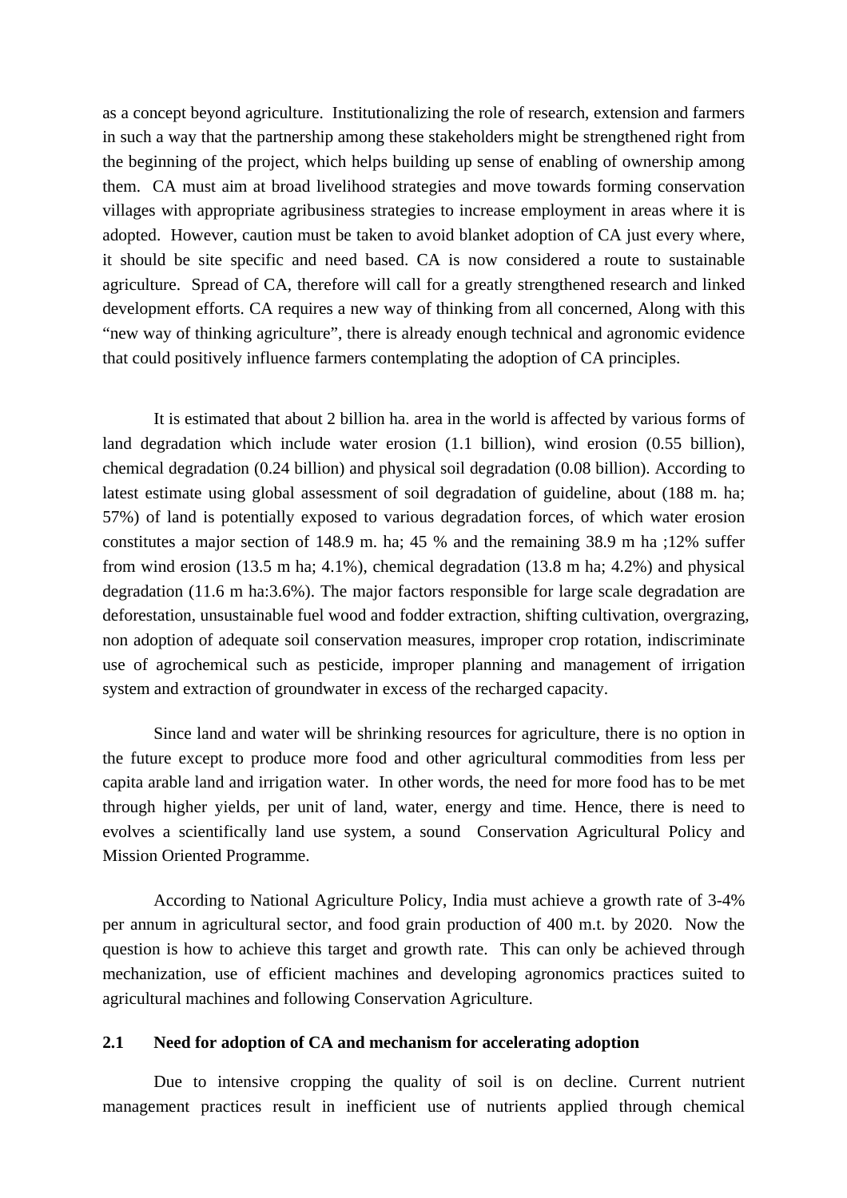as a concept beyond agriculture. Institutionalizing the role of research, extension and farmers in such a way that the partnership among these stakeholders might be strengthened right from the beginning of the project, which helps building up sense of enabling of ownership among them. CA must aim at broad livelihood strategies and move towards forming conservation villages with appropriate agribusiness strategies to increase employment in areas where it is adopted. However, caution must be taken to avoid blanket adoption of CA just every where, it should be site specific and need based. CA is now considered a route to sustainable agriculture. Spread of CA, therefore will call for a greatly strengthened research and linked development efforts. CA requires a new way of thinking from all concerned, Along with this "new way of thinking agriculture", there is already enough technical and agronomic evidence that could positively influence farmers contemplating the adoption of CA principles.

It is estimated that about 2 billion ha. area in the world is affected by various forms of land degradation which include water erosion (1.1 billion), wind erosion (0.55 billion), chemical degradation (0.24 billion) and physical soil degradation (0.08 billion). According to latest estimate using global assessment of soil degradation of guideline, about (188 m. ha; 57%) of land is potentially exposed to various degradation forces, of which water erosion constitutes a major section of 148.9 m. ha; 45 % and the remaining 38.9 m ha ;12% suffer from wind erosion (13.5 m ha; 4.1%), chemical degradation (13.8 m ha; 4.2%) and physical degradation (11.6 m ha:3.6%). The major factors responsible for large scale degradation are deforestation, unsustainable fuel wood and fodder extraction, shifting cultivation, overgrazing, non adoption of adequate soil conservation measures, improper crop rotation, indiscriminate use of agrochemical such as pesticide, improper planning and management of irrigation system and extraction of groundwater in excess of the recharged capacity.

Since land and water will be shrinking resources for agriculture, there is no option in the future except to produce more food and other agricultural commodities from less per capita arable land and irrigation water. In other words, the need for more food has to be met through higher yields, per unit of land, water, energy and time. Hence, there is need to evolves a scientifically land use system, a sound Conservation Agricultural Policy and Mission Oriented Programme.

According to National Agriculture Policy, India must achieve a growth rate of 3-4% per annum in agricultural sector, and food grain production of 400 m.t. by 2020. Now the question is how to achieve this target and growth rate. This can only be achieved through mechanization, use of efficient machines and developing agronomics practices suited to agricultural machines and following Conservation Agriculture.

### 2.1 Need for adoption of CA and mechanism for accelerating adoption

Due to intensive cropping the quality of soil is on decline. Current nutrient management practices result in inefficient use of nutrients applied through chemical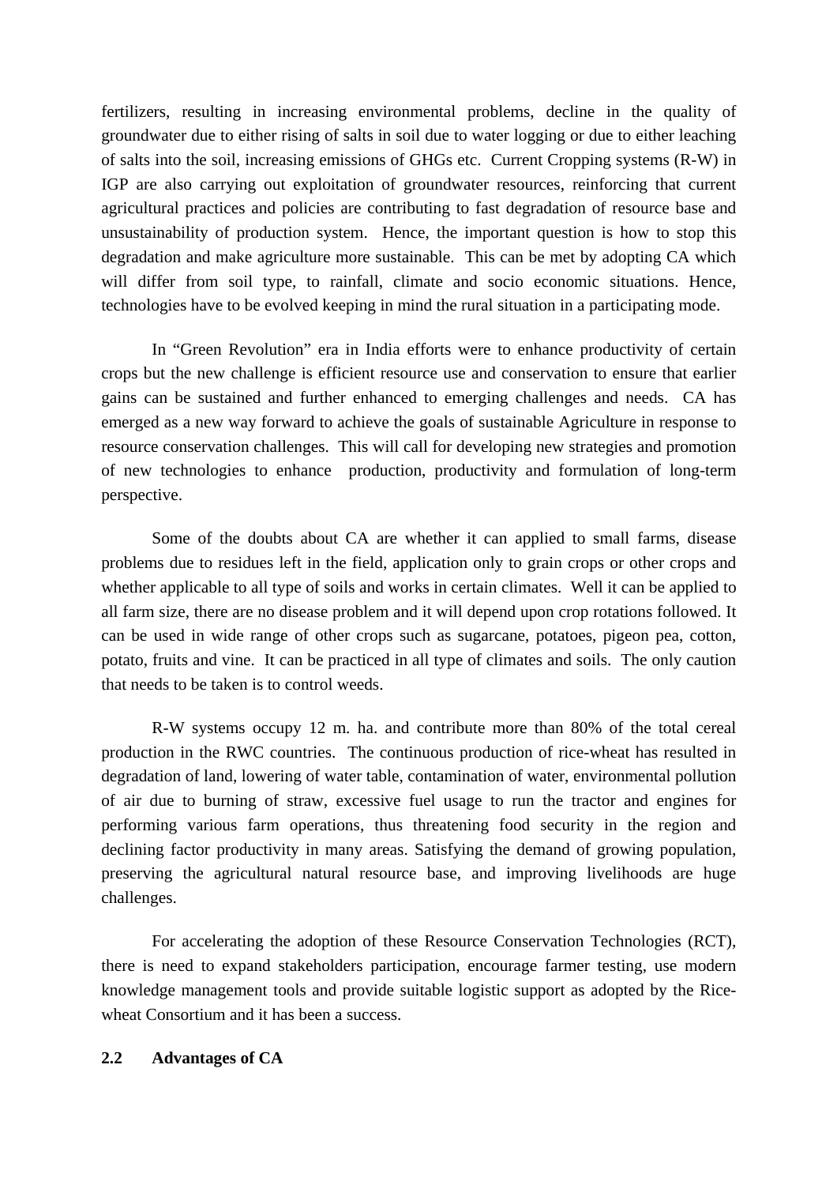fertilizers, resulting in increasing environmental problems, decline in the quality of groundwater due to either rising of salts in soil due to water logging or due to either leaching of salts into the soil, increasing emissions of GHGs etc. Current Cropping systems (R-W) in IGP are also carrying out exploitation of groundwater resources, reinforcing that current agricultural practices and policies are contributing to fast degradation of resource base and unsustainability of production system. Hence, the important question is how to stop this degradation and make agriculture more sustainable. This can be met by adopting CA which will differ from soil type, to rainfall, climate and socio economic situations. Hence, technologies have to be evolved keeping in mind the rural situation in a participating mode.

In "Green Revolution" era in India efforts were to enhance productivity of certain crops but the new challenge is efficient resource use and conservation to ensure that earlier gains can be sustained and further enhanced to emerging challenges and needs. CA has emerged as a new way forward to achieve the goals of sustainable Agriculture in response to resource conservation challenges. This will call for developing new strategies and promotion of new technologies to enhance production, productivity and formulation of long-term perspective.

Some of the doubts about CA are whether it can applied to small farms, disease problems due to residues left in the field, application only to grain crops or other crops and whether applicable to all type of soils and works in certain climates. Well it can be applied to all farm size, there are no disease problem and it will depend upon crop rotations followed. It can be used in wide range of other crops such as sugarcane, potatoes, pigeon pea, cotton, potato, fruits and vine. It can be practiced in all type of climates and soils. The only caution that needs to be taken is to control weeds.

R-W systems occupy 12 m. ha. and contribute more than 80% of the total cereal production in the RWC countries. The continuous production of rice-wheat has resulted in degradation of land, lowering of water table, contamination of water, environmental pollution of air due to burning of straw, excessive fuel usage to run the tractor and engines for performing various farm operations, thus threatening food security in the region and declining factor productivity in many areas. Satisfying the demand of growing population, preserving the agricultural natural resource base, and improving livelihoods are huge challenges.

For accelerating the adoption of these Resource Conservation Technologies (RCT), there is need to expand stakeholders participation, encourage farmer testing, use modern knowledge management tools and provide suitable logistic support as adopted by the Rice-wheat Consortium and it has been a success.

## 2.2 Advantages of CA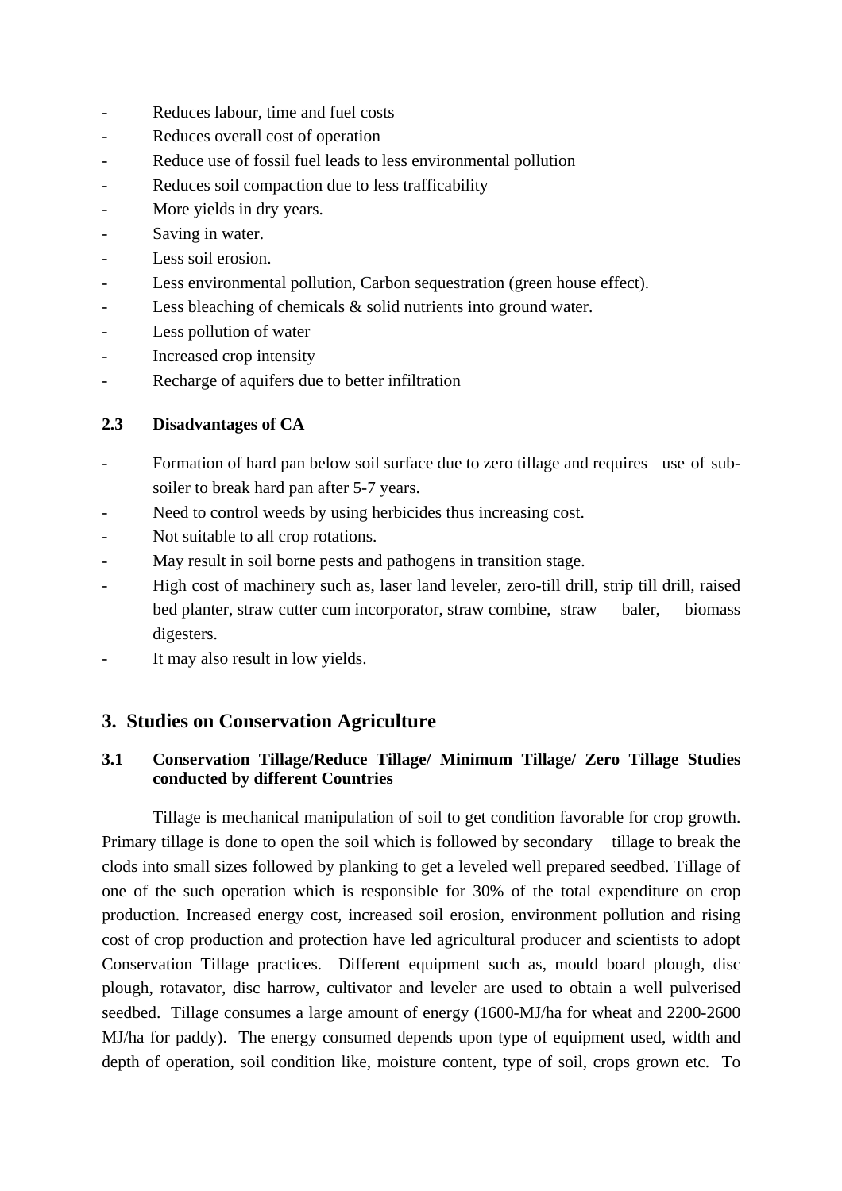- Reduces labour, time and fuel costs
- Reduces overall cost of operation
- Reduce use of fossil fuel leads to less environmental pollution
- Reduces soil compaction due to less trafficability
- More yields in dry years.
- Saving in water.
- Less soil erosion.
- Less environmental pollution, Carbon sequestration (green house effect).
- Less bleaching of chemicals & solid nutrients into ground water.
- Less pollution of water
- Increased crop intensity
- Recharge of aquifers due to better infiltration

### 2.3 Disadvantages of CA

- Formation of hard pan below soil surface due to zero tillage and requires use of sub-soiler to break hard pan after 5-7 years.
- Need to control weeds by using herbicides thus increasing cost.
- Not suitable to all crop rotations.
- May result in soil borne pests and pathogens in transition stage.
- High cost of machinery such as, laser land leveler, zero-till drill, strip till drill, raised bed planter, straw cutter cum incorporator, straw combine, straw baler, biomass digesters.
- It may also result in low yields.

## 3. Studies on Conservation Agriculture

### 3.1 Conservation Tillage/Reduce Tillage/ Minimum Tillage/ Zero Tillage Studies conducted by different Countries

Tillage is mechanical manipulation of soil to get condition favorable for crop growth. Primary tillage is done to open the soil which is followed by secondary tillage to break the clods into small sizes followed by planking to get a leveled well prepared seedbed. Tillage of one of the such operation which is responsible for 30% of the total expenditure on crop production. Increased energy cost, increased soil erosion, environment pollution and rising cost of crop production and protection have led agricultural producer and scientists to adopt Conservation Tillage practices. Different equipment such as, mould board plough, disc plough, rotavator, disc harrow, cultivator and leveler are used to obtain a well pulverised seedbed. Tillage consumes a large amount of energy (1600-MJ/ha for wheat and 2200-2600 MJ/ha for paddy). The energy consumed depends upon type of equipment used, width and depth of operation, soil condition like, moisture content, type of soil, crops grown etc. To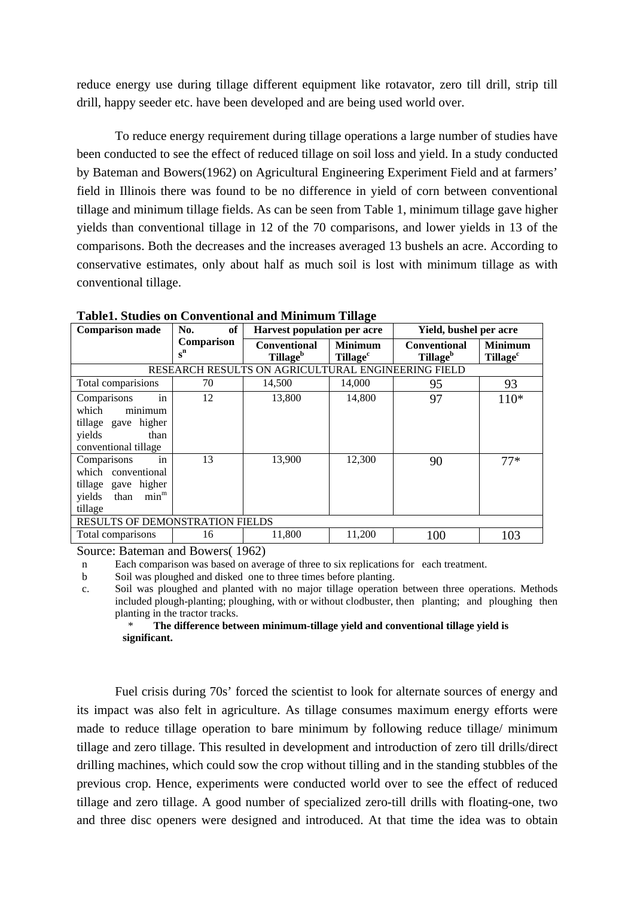reduce energy use during tillage different equipment like rotavator, zero till drill, strip till drill, happy seeder etc. have been developed and are being used world over.

To reduce energy requirement during tillage operations a large number of studies have been conducted to see the effect of reduced tillage on soil loss and yield. In a study conducted by Bateman and Bowers(1962) on Agricultural Engineering Experiment Field and at farmers' field in Illinois there was found to be no difference in yield of corn between conventional tillage and minimum tillage fields. As can be seen from Table 1, minimum tillage gave higher yields than conventional tillage in 12 of the 70 comparisons, and lower yields in 13 of the comparisons. Both the decreases and the increases averaged 13 bushels an acre. According to conservative estimates, only about half as much soil is lost with minimum tillage as with conventional tillage.

**Table1. Studies on Conventional and Minimum Tillage**

| Comparison made | No. of Comparisons[n] | Harvest population per acre | | Yield, bushel per acre | |
|---|---|---|---|---|---|
| | | Conventional Tillage[b] | Minimum Tillage[c] | Conventional Tillage[b] | Minimum Tillage[c] |
| RESEARCH RESULTS ON AGRICULTURAL ENGINEERING FIELD | | | | | |
| Total comparisions | 70 | 14,500 | 14,000 | 95 | 93 |
| Comparisons in which minimum tillage gave higher yields than conventional tillage | 12 | 13,800 | 14,800 | 97 | 110* |
| Comparisons in which conventional tillage gave higher yields than min[m] tillage | 13 | 13,900 | 12,300 | 90 | 77* |
| RESULTS OF DEMONSTRATION FIELDS | | | | | |
| Total comparisons | 16 | 11,800 | 11,200 | 100 | 103 |

Source: Bateman and Bowers( 1962)

n Each comparison was based on average of three to six replications for each treatment.

b Soil was ploughed and disked one to three times before planting.

c. Soil was ploughed and planted with no major tillage operation between three operations. Methods included plough-planting; ploughing, with or without clodbuster, then planting; and ploughing then planting in the tractor tracks.

\* **The difference between minimum-tillage yield and conventional tillage yield is significant.**

Fuel crisis during 70s' forced the scientist to look for alternate sources of energy and its impact was also felt in agriculture. As tillage consumes maximum energy efforts were made to reduce tillage operation to bare minimum by following reduce tillage/ minimum tillage and zero tillage. This resulted in development and introduction of zero till drills/direct drilling machines, which could sow the crop without tilling and in the standing stubbles of the previous crop. Hence, experiments were conducted world over to see the effect of reduced tillage and zero tillage. A good number of specialized zero-till drills with floating-one, two and three disc openers were designed and introduced. At that time the idea was to obtain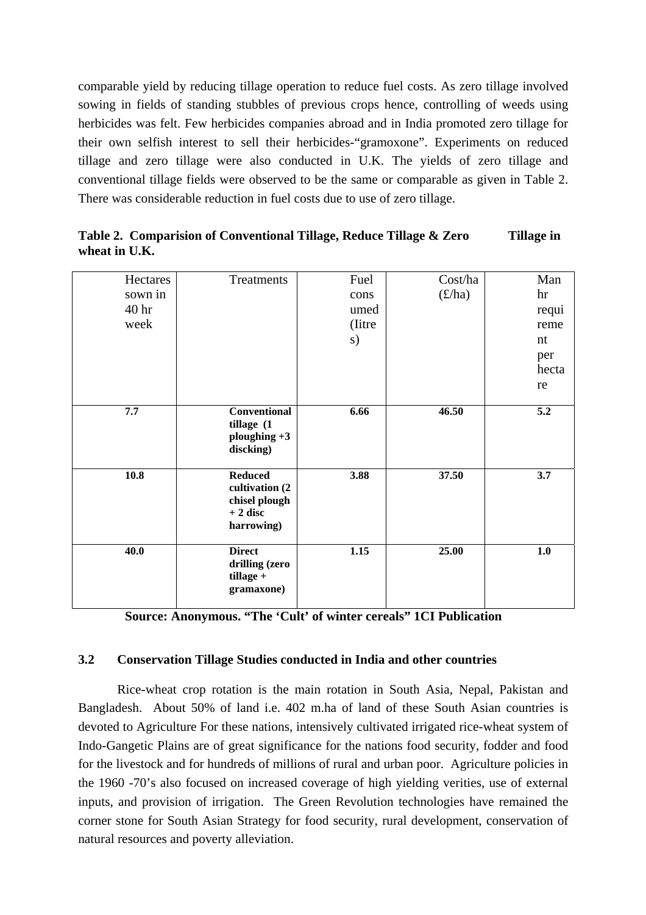comparable yield by reducing tillage operation to reduce fuel costs. As zero tillage involved sowing in fields of standing stubbles of previous crops hence, controlling of weeds using herbicides was felt. Few herbicides companies abroad and in India promoted zero tillage for their own selfish interest to sell their herbicides-"gramoxone". Experiments on reduced tillage and zero tillage were also conducted in U.K. The yields of zero tillage and conventional tillage fields were observed to be the same or comparable as given in Table 2. There was considerable reduction in fuel costs due to use of zero tillage.

**Table 2. Comparision of Conventional Tillage, Reduce Tillage & Zero Tillage in wheat in U.K.**

| Hectares sown in 40 hr week | Treatments | Fuel consumed (Iitres) | Cost/ha (£/ha) | Man hr requirement per hectare |
|---|---|---|---|---|
| **7.7** | **Conventional tillage (1 ploughing +3 discking)** | **6.66** | **46.50** | **5.2** |
| **10.8** | **Reduced cultivation (2 chisel plough + 2 disc harrowing)** | **3.88** | **37.50** | **3.7** |
| **40.0** | **Direct drilling (zero tillage + gramaxone)** | **1.15** | **25.00** | **1.0** |

**Source: Anonymous. "The 'Cult' of winter cereals" 1CI Publication**

### 3.2 Conservation Tillage Studies conducted in India and other countries

Rice-wheat crop rotation is the main rotation in South Asia, Nepal, Pakistan and Bangladesh. About 50% of land i.e. 402 m.ha of land of these South Asian countries is devoted to Agriculture For these nations, intensively cultivated irrigated rice-wheat system of Indo-Gangetic Plains are of great significance for the nations food security, fodder and food for the livestock and for hundreds of millions of rural and urban poor. Agriculture policies in the 1960 -70's also focused on increased coverage of high yielding verities, use of external inputs, and provision of irrigation. The Green Revolution technologies have remained the corner stone for South Asian Strategy for food security, rural development, conservation of natural resources and poverty alleviation.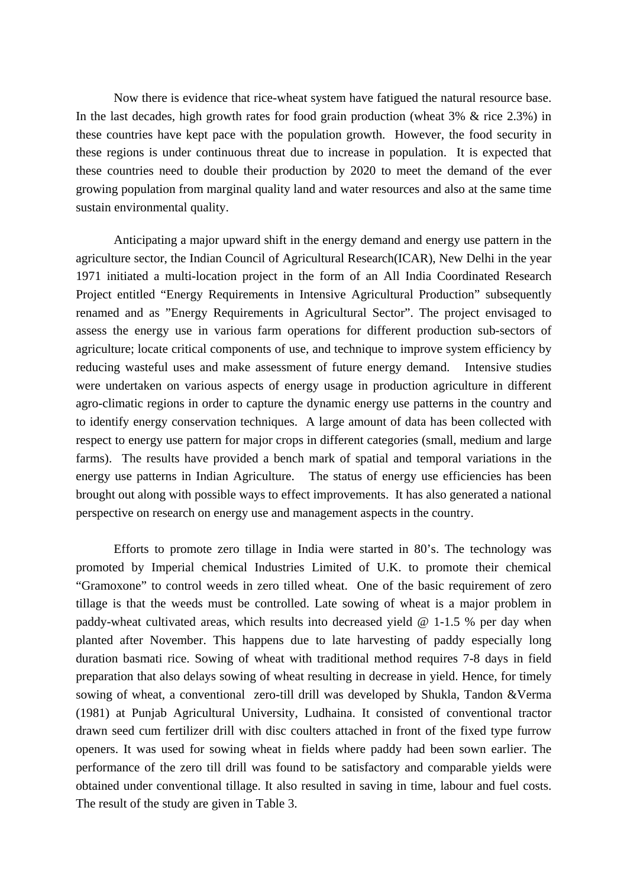Now there is evidence that rice-wheat system have fatigued the natural resource base. In the last decades, high growth rates for food grain production (wheat 3% & rice 2.3%) in these countries have kept pace with the population growth. However, the food security in these regions is under continuous threat due to increase in population. It is expected that these countries need to double their production by 2020 to meet the demand of the ever growing population from marginal quality land and water resources and also at the same time sustain environmental quality.

Anticipating a major upward shift in the energy demand and energy use pattern in the agriculture sector, the Indian Council of Agricultural Research(ICAR), New Delhi in the year 1971 initiated a multi-location project in the form of an All India Coordinated Research Project entitled "Energy Requirements in Intensive Agricultural Production" subsequently renamed and as "Energy Requirements in Agricultural Sector". The project envisaged to assess the energy use in various farm operations for different production sub-sectors of agriculture; locate critical components of use, and technique to improve system efficiency by reducing wasteful uses and make assessment of future energy demand. Intensive studies were undertaken on various aspects of energy usage in production agriculture in different agro-climatic regions in order to capture the dynamic energy use patterns in the country and to identify energy conservation techniques. A large amount of data has been collected with respect to energy use pattern for major crops in different categories (small, medium and large farms). The results have provided a bench mark of spatial and temporal variations in the energy use patterns in Indian Agriculture. The status of energy use efficiencies has been brought out along with possible ways to effect improvements. It has also generated a national perspective on research on energy use and management aspects in the country.

Efforts to promote zero tillage in India were started in 80's. The technology was promoted by Imperial chemical Industries Limited of U.K. to promote their chemical "Gramoxone" to control weeds in zero tilled wheat. One of the basic requirement of zero tillage is that the weeds must be controlled. Late sowing of wheat is a major problem in paddy-wheat cultivated areas, which results into decreased yield @ 1-1.5 % per day when planted after November. This happens due to late harvesting of paddy especially long duration basmati rice. Sowing of wheat with traditional method requires 7-8 days in field preparation that also delays sowing of wheat resulting in decrease in yield. Hence, for timely sowing of wheat, a conventional zero-till drill was developed by Shukla, Tandon &Verma (1981) at Punjab Agricultural University, Ludhaina. It consisted of conventional tractor drawn seed cum fertilizer drill with disc coulters attached in front of the fixed type furrow openers. It was used for sowing wheat in fields where paddy had been sown earlier. The performance of the zero till drill was found to be satisfactory and comparable yields were obtained under conventional tillage. It also resulted in saving in time, labour and fuel costs. The result of the study are given in Table 3.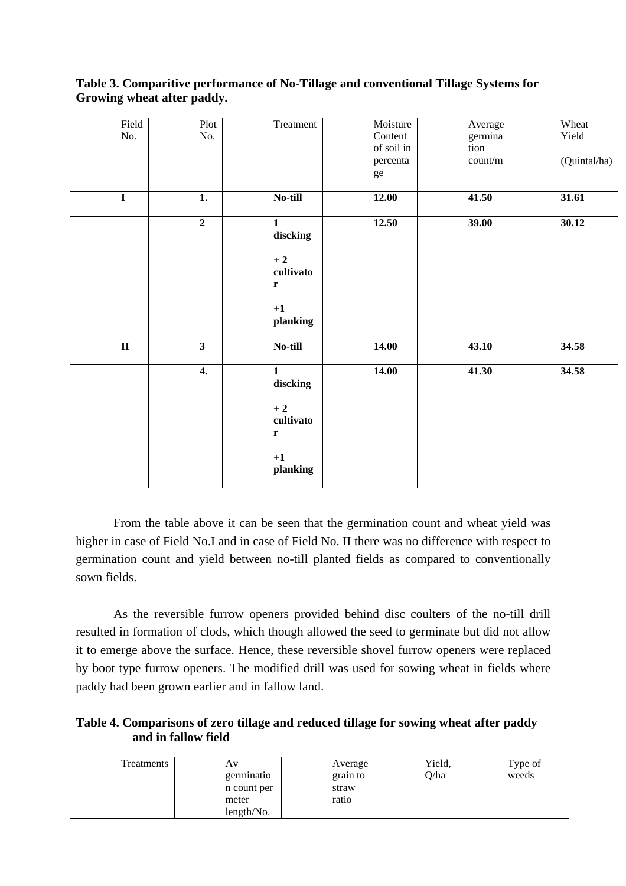**Table 3. Comparitive performance of No-Tillage and conventional Tillage Systems for Growing wheat after paddy.**

| Field No. | Plot No. | Treatment | Moisture Content of soil in percentage | Average germination count/m | Wheat Yield (Quintal/ha) |
|---|---|---|---|---|---|
| **I** | **1.** | **No-till** | **12.00** | **41.50** | **31.61** |
| | **2** | **1 discking + 2 cultivator +1 planking** | **12.50** | **39.00** | **30.12** |
| **II** | **3** | **No-till** | **14.00** | **43.10** | **34.58** |
| | **4.** | **1 discking + 2 cultivator +1 planking** | **14.00** | **41.30** | **34.58** |

From the table above it can be seen that the germination count and wheat yield was higher in case of Field No.I and in case of Field No. II there was no difference with respect to germination count and yield between no-till planted fields as compared to conventionally sown fields.

As the reversible furrow openers provided behind disc coulters of the no-till drill resulted in formation of clods, which though allowed the seed to germinate but did not allow it to emerge above the surface. Hence, these reversible shovel furrow openers were replaced by boot type furrow openers. The modified drill was used for sowing wheat in fields where paddy had been grown earlier and in fallow land.

**Table 4. Comparisons of zero tillage and reduced tillage for sowing wheat after paddy and in fallow field**

| Treatments | Av germination count per meter length/No. | Average grain to straw ratio | Yield, Q/ha | Type of weeds |
|---|---|---|---|---|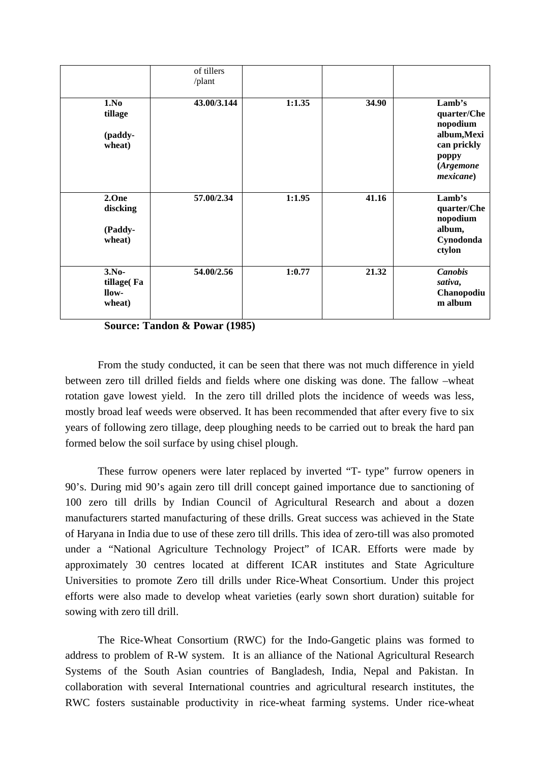|  | of tillers /plant |  |  |  |
|---|---|---|---|---|
| **1.No tillage (paddy-wheat)** | **43.00/3.144** | **1:1.35** | **34.90** | **Lamb's quarter/Chenopodium album,Mexican prickly poppy (*Argemone mexicane*)** |
| **2.One discking (Paddy-wheat)** | **57.00/2.34** | **1:1.95** | **41.16** | **Lamb's quarter/Chenopodium album, Cynodondactylon** |
| **3.No-tillage( Fallow-wheat)** | **54.00/2.56** | **1:0.77** | **21.32** | ***Canobis sativa*, Chanopodium album** |

**Source: Tandon & Powar (1985)**

From the study conducted, it can be seen that there was not much difference in yield between zero till drilled fields and fields where one disking was done. The fallow –wheat rotation gave lowest yield. In the zero till drilled plots the incidence of weeds was less, mostly broad leaf weeds were observed. It has been recommended that after every five to six years of following zero tillage, deep ploughing needs to be carried out to break the hard pan formed below the soil surface by using chisel plough.

These furrow openers were later replaced by inverted "T- type" furrow openers in 90's. During mid 90's again zero till drill concept gained importance due to sanctioning of 100 zero till drills by Indian Council of Agricultural Research and about a dozen manufacturers started manufacturing of these drills. Great success was achieved in the State of Haryana in India due to use of these zero till drills. This idea of zero-till was also promoted under a "National Agriculture Technology Project" of ICAR. Efforts were made by approximately 30 centres located at different ICAR institutes and State Agriculture Universities to promote Zero till drills under Rice-Wheat Consortium. Under this project efforts were also made to develop wheat varieties (early sown short duration) suitable for sowing with zero till drill.

The Rice-Wheat Consortium (RWC) for the Indo-Gangetic plains was formed to address to problem of R-W system. It is an alliance of the National Agricultural Research Systems of the South Asian countries of Bangladesh, India, Nepal and Pakistan. In collaboration with several International countries and agricultural research institutes, the RWC fosters sustainable productivity in rice-wheat farming systems. Under rice-wheat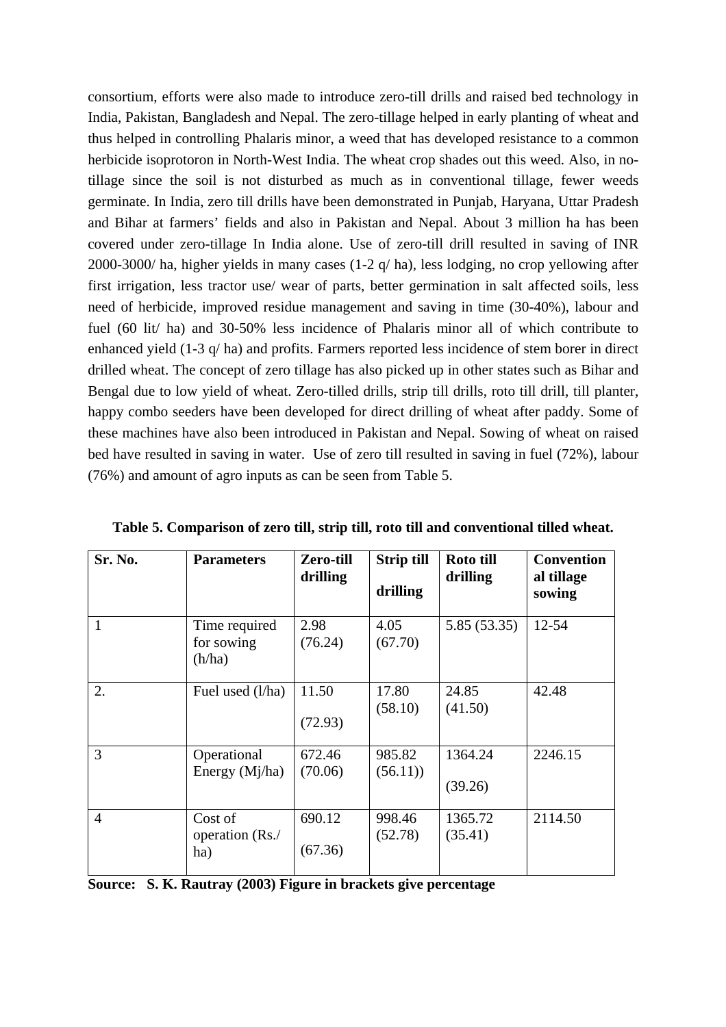consortium, efforts were also made to introduce zero-till drills and raised bed technology in India, Pakistan, Bangladesh and Nepal. The zero-tillage helped in early planting of wheat and thus helped in controlling Phalaris minor, a weed that has developed resistance to a common herbicide isoprotoron in North-West India. The wheat crop shades out this weed. Also, in no-tillage since the soil is not disturbed as much as in conventional tillage, fewer weeds germinate. In India, zero till drills have been demonstrated in Punjab, Haryana, Uttar Pradesh and Bihar at farmers' fields and also in Pakistan and Nepal. About 3 million ha has been covered under zero-tillage In India alone. Use of zero-till drill resulted in saving of INR 2000-3000/ ha, higher yields in many cases (1-2 q/ ha), less lodging, no crop yellowing after first irrigation, less tractor use/ wear of parts, better germination in salt affected soils, less need of herbicide, improved residue management and saving in time (30-40%), labour and fuel (60 lit/ ha) and 30-50% less incidence of Phalaris minor all of which contribute to enhanced yield (1-3 q/ ha) and profits. Farmers reported less incidence of stem borer in direct drilled wheat. The concept of zero tillage has also picked up in other states such as Bihar and Bengal due to low yield of wheat. Zero-tilled drills, strip till drills, roto till drill, till planter, happy combo seeders have been developed for direct drilling of wheat after paddy. Some of these machines have also been introduced in Pakistan and Nepal. Sowing of wheat on raised bed have resulted in saving in water. Use of zero till resulted in saving in fuel (72%), labour (76%) and amount of agro inputs as can be seen from Table 5.

**Table 5. Comparison of zero till, strip till, roto till and conventional tilled wheat.**

| Sr. No. | Parameters | Zero-till drilling | Strip till drilling | Roto till drilling | Conventional tillage sowing |
|---|---|---|---|---|---|
| 1 | Time required for sowing (h/ha) | 2.98 (76.24) | 4.05 (67.70) | 5.85 (53.35) | 12-54 |
| 2. | Fuel used (l/ha) | 11.50 (72.93) | 17.80 (58.10) | 24.85 (41.50) | 42.48 |
| 3 | Operational Energy (Mj/ha) | 672.46 (70.06) | 985.82 (56.11)) | 1364.24 (39.26) | 2246.15 |
| 4 | Cost of operation (Rs./ ha) | 690.12 (67.36) | 998.46 (52.78) | 1365.72 (35.41) | 2114.50 |

**Source: S. K. Rautray (2003) Figure in brackets give percentage**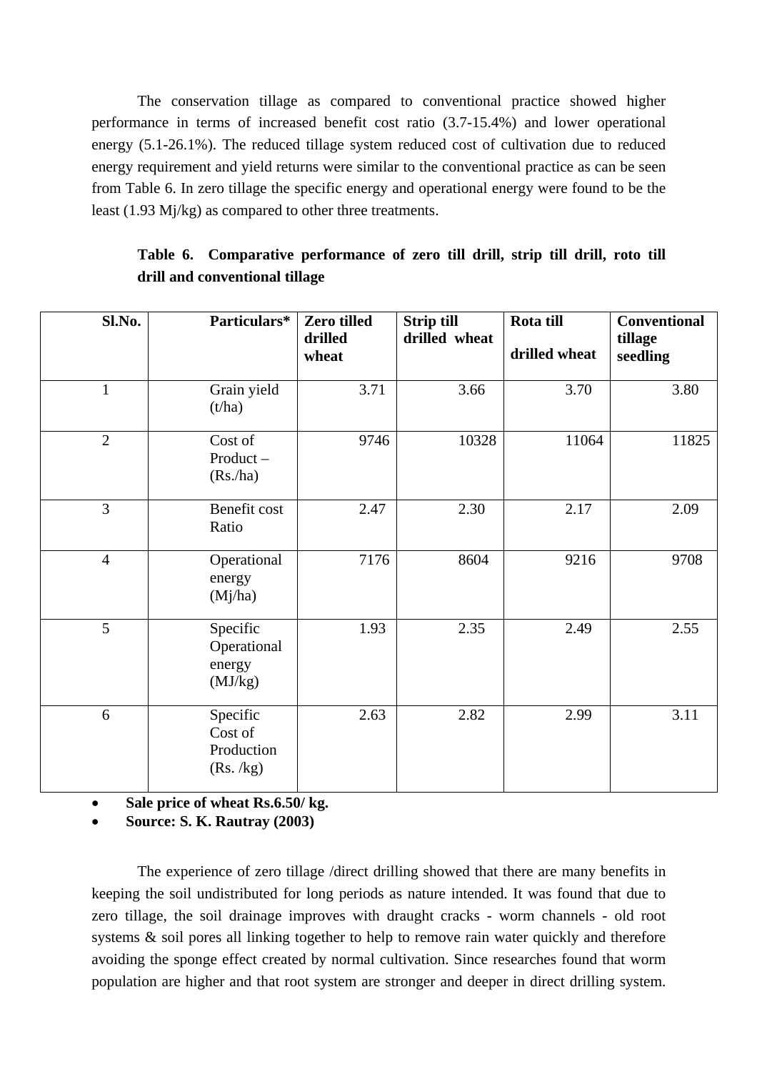The conservation tillage as compared to conventional practice showed higher performance in terms of increased benefit cost ratio (3.7-15.4%) and lower operational energy (5.1-26.1%). The reduced tillage system reduced cost of cultivation due to reduced energy requirement and yield returns were similar to the conventional practice as can be seen from Table 6. In zero tillage the specific energy and operational energy were found to be the least (1.93 Mj/kg) as compared to other three treatments.

**Table 6. Comparative performance of zero till drill, strip till drill, roto till drill and conventional tillage**

| Sl.No. | Particulars* | Zero tilled drilled wheat | Strip till drilled wheat | Rota till drilled wheat | Conventional tillage seedling |
|---|---|---|---|---|---|
| 1 | Grain yield (t/ha) | 3.71 | 3.66 | 3.70 | 3.80 |
| 2 | Cost of Product – (Rs./ha) | 9746 | 10328 | 11064 | 11825 |
| 3 | Benefit cost Ratio | 2.47 | 2.30 | 2.17 | 2.09 |
| 4 | Operational energy (Mj/ha) | 7176 | 8604 | 9216 | 9708 |
| 5 | Specific Operational energy (MJ/kg) | 1.93 | 2.35 | 2.49 | 2.55 |
| 6 | Specific Cost of Production (Rs. /kg) | 2.63 | 2.82 | 2.99 | 3.11 |

- **Sale price of wheat Rs.6.50/ kg.**
- **Source: S. K. Rautray (2003)**

The experience of zero tillage /direct drilling showed that there are many benefits in keeping the soil undistributed for long periods as nature intended. It was found that due to zero tillage, the soil drainage improves with draught cracks - worm channels - old root systems & soil pores all linking together to help to remove rain water quickly and therefore avoiding the sponge effect created by normal cultivation. Since researches found that worm population are higher and that root system are stronger and deeper in direct drilling system.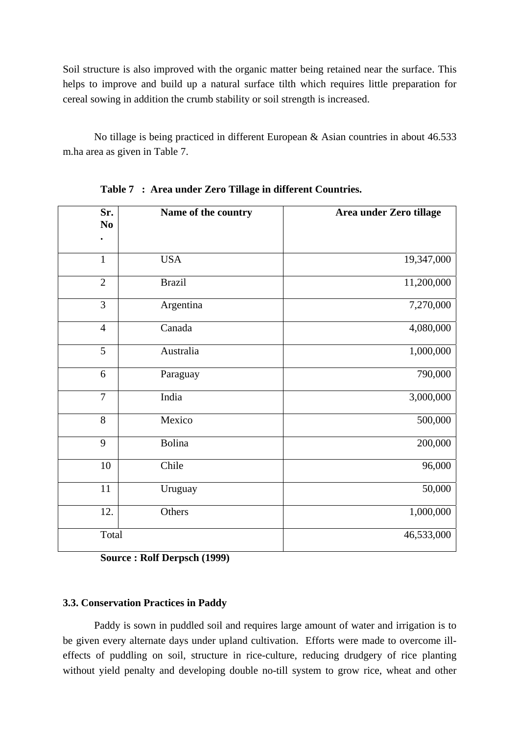Soil structure is also improved with the organic matter being retained near the surface. This helps to improve and build up a natural surface tilth which requires little preparation for cereal sowing in addition the crumb stability or soil strength is increased.

No tillage is being practiced in different European & Asian countries in about 46.533 m.ha area as given in Table 7.

**Table 7 : Area under Zero Tillage in different Countries.**

| Sr. No. | Name of the country | Area under Zero tillage |
|---|---|---|
| 1 | USA | 19,347,000 |
| 2 | Brazil | 11,200,000 |
| 3 | Argentina | 7,270,000 |
| 4 | Canada | 4,080,000 |
| 5 | Australia | 1,000,000 |
| 6 | Paraguay | 790,000 |
| 7 | India | 3,000,000 |
| 8 | Mexico | 500,000 |
| 9 | Bolina | 200,000 |
| 10 | Chile | 96,000 |
| 11 | Uruguay | 50,000 |
| 12. | Others | 1,000,000 |
| Total | | 46,533,000 |

**Source : Rolf Derpsch (1999)**

### 3.3. Conservation Practices in Paddy

Paddy is sown in puddled soil and requires large amount of water and irrigation is to be given every alternate days under upland cultivation. Efforts were made to overcome ill-effects of puddling on soil, structure in rice-culture, reducing drudgery of rice planting without yield penalty and developing double no-till system to grow rice, wheat and other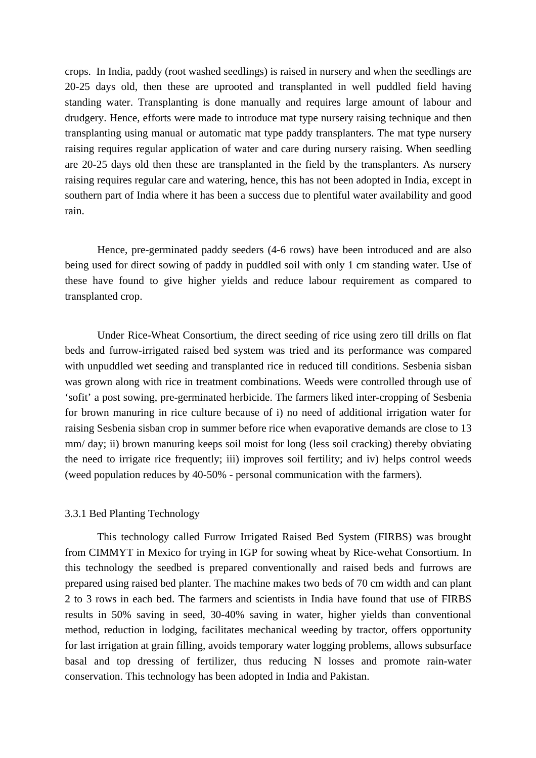crops. In India, paddy (root washed seedlings) is raised in nursery and when the seedlings are 20-25 days old, then these are uprooted and transplanted in well puddled field having standing water. Transplanting is done manually and requires large amount of labour and drudgery. Hence, efforts were made to introduce mat type nursery raising technique and then transplanting using manual or automatic mat type paddy transplanters. The mat type nursery raising requires regular application of water and care during nursery raising. When seedling are 20-25 days old then these are transplanted in the field by the transplanters. As nursery raising requires regular care and watering, hence, this has not been adopted in India, except in southern part of India where it has been a success due to plentiful water availability and good rain.

Hence, pre-germinated paddy seeders (4-6 rows) have been introduced and are also being used for direct sowing of paddy in puddled soil with only 1 cm standing water. Use of these have found to give higher yields and reduce labour requirement as compared to transplanted crop.

Under Rice-Wheat Consortium, the direct seeding of rice using zero till drills on flat beds and furrow-irrigated raised bed system was tried and its performance was compared with unpuddled wet seeding and transplanted rice in reduced till conditions. Sesbenia sisban was grown along with rice in treatment combinations. Weeds were controlled through use of 'sofit' a post sowing, pre-germinated herbicide. The farmers liked inter-cropping of Sesbenia for brown manuring in rice culture because of i) no need of additional irrigation water for raising Sesbenia sisban crop in summer before rice when evaporative demands are close to 13 mm/ day; ii) brown manuring keeps soil moist for long (less soil cracking) thereby obviating the need to irrigate rice frequently; iii) improves soil fertility; and iv) helps control weeds (weed population reduces by 40-50% - personal communication with the farmers).

### 3.3.1 Bed Planting Technology

This technology called Furrow Irrigated Raised Bed System (FIRBS) was brought from CIMMYT in Mexico for trying in IGP for sowing wheat by Rice-wehat Consortium. In this technology the seedbed is prepared conventionally and raised beds and furrows are prepared using raised bed planter. The machine makes two beds of 70 cm width and can plant 2 to 3 rows in each bed. The farmers and scientists in India have found that use of FIRBS results in 50% saving in seed, 30-40% saving in water, higher yields than conventional method, reduction in lodging, facilitates mechanical weeding by tractor, offers opportunity for last irrigation at grain filling, avoids temporary water logging problems, allows subsurface basal and top dressing of fertilizer, thus reducing N losses and promote rain-water conservation. This technology has been adopted in India and Pakistan.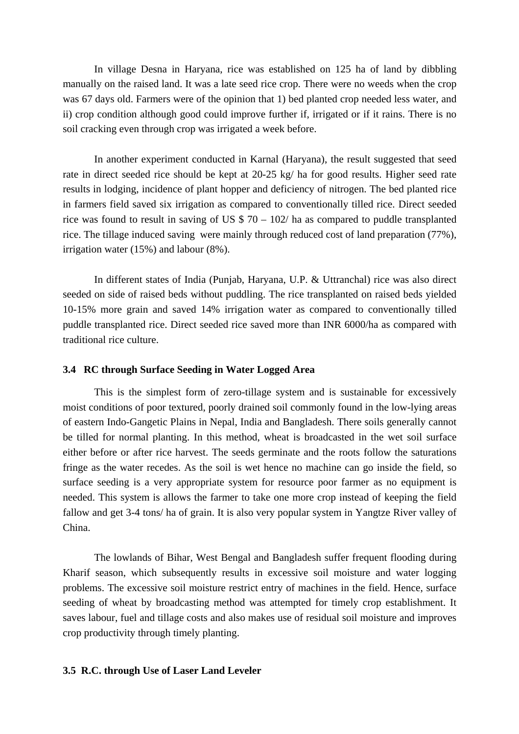In village Desna in Haryana, rice was established on 125 ha of land by dibbling manually on the raised land. It was a late seed rice crop. There were no weeds when the crop was 67 days old. Farmers were of the opinion that 1) bed planted crop needed less water, and ii) crop condition although good could improve further if, irrigated or if it rains. There is no soil cracking even through crop was irrigated a week before.

In another experiment conducted in Karnal (Haryana), the result suggested that seed rate in direct seeded rice should be kept at 20-25 kg/ ha for good results. Higher seed rate results in lodging, incidence of plant hopper and deficiency of nitrogen. The bed planted rice in farmers field saved six irrigation as compared to conventionally tilled rice. Direct seeded rice was found to result in saving of US $ 70 – 102/ ha as compared to puddle transplanted rice. The tillage induced saving were mainly through reduced cost of land preparation (77%), irrigation water (15%) and labour (8%).

In different states of India (Punjab, Haryana, U.P. & Uttranchal) rice was also direct seeded on side of raised beds without puddling. The rice transplanted on raised beds yielded 10-15% more grain and saved 14% irrigation water as compared to conventionally tilled puddle transplanted rice. Direct seeded rice saved more than INR 6000/ha as compared with traditional rice culture.

### 3.4 RC through Surface Seeding in Water Logged Area

This is the simplest form of zero-tillage system and is sustainable for excessively moist conditions of poor textured, poorly drained soil commonly found in the low-lying areas of eastern Indo-Gangetic Plains in Nepal, India and Bangladesh. There soils generally cannot be tilled for normal planting. In this method, wheat is broadcasted in the wet soil surface either before or after rice harvest. The seeds germinate and the roots follow the saturations fringe as the water recedes. As the soil is wet hence no machine can go inside the field, so surface seeding is a very appropriate system for resource poor farmer as no equipment is needed. This system is allows the farmer to take one more crop instead of keeping the field fallow and get 3-4 tons/ ha of grain. It is also very popular system in Yangtze River valley of China.

The lowlands of Bihar, West Bengal and Bangladesh suffer frequent flooding during Kharif season, which subsequently results in excessive soil moisture and water logging problems. The excessive soil moisture restrict entry of machines in the field. Hence, surface seeding of wheat by broadcasting method was attempted for timely crop establishment. It saves labour, fuel and tillage costs and also makes use of residual soil moisture and improves crop productivity through timely planting.

### 3.5 R.C. through Use of Laser Land Leveler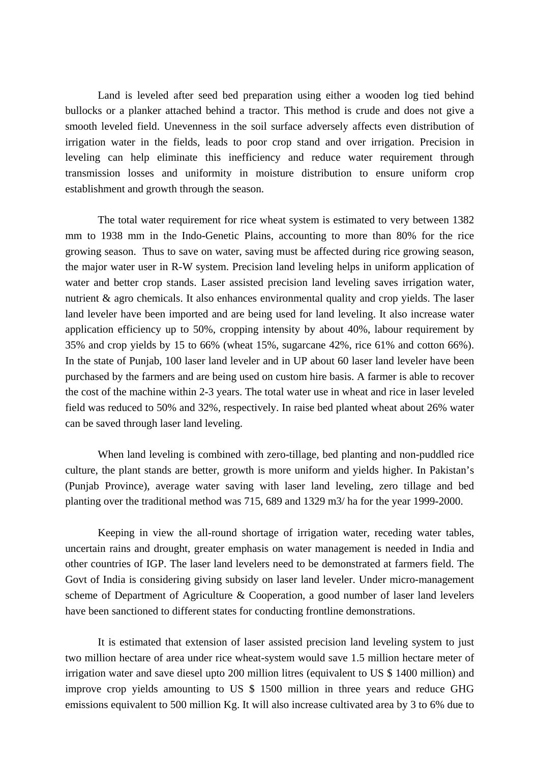Land is leveled after seed bed preparation using either a wooden log tied behind bullocks or a planker attached behind a tractor. This method is crude and does not give a smooth leveled field. Unevenness in the soil surface adversely affects even distribution of irrigation water in the fields, leads to poor crop stand and over irrigation. Precision in leveling can help eliminate this inefficiency and reduce water requirement through transmission losses and uniformity in moisture distribution to ensure uniform crop establishment and growth through the season.

The total water requirement for rice wheat system is estimated to very between 1382 mm to 1938 mm in the Indo-Genetic Plains, accounting to more than 80% for the rice growing season. Thus to save on water, saving must be affected during rice growing season, the major water user in R-W system. Precision land leveling helps in uniform application of water and better crop stands. Laser assisted precision land leveling saves irrigation water, nutrient & agro chemicals. It also enhances environmental quality and crop yields. The laser land leveler have been imported and are being used for land leveling. It also increase water application efficiency up to 50%, cropping intensity by about 40%, labour requirement by 35% and crop yields by 15 to 66% (wheat 15%, sugarcane 42%, rice 61% and cotton 66%). In the state of Punjab, 100 laser land leveler and in UP about 60 laser land leveler have been purchased by the farmers and are being used on custom hire basis. A farmer is able to recover the cost of the machine within 2-3 years. The total water use in wheat and rice in laser leveled field was reduced to 50% and 32%, respectively. In raise bed planted wheat about 26% water can be saved through laser land leveling.

When land leveling is combined with zero-tillage, bed planting and non-puddled rice culture, the plant stands are better, growth is more uniform and yields higher. In Pakistan's (Punjab Province), average water saving with laser land leveling, zero tillage and bed planting over the traditional method was 715, 689 and 1329 m3/ ha for the year 1999-2000.

Keeping in view the all-round shortage of irrigation water, receding water tables, uncertain rains and drought, greater emphasis on water management is needed in India and other countries of IGP. The laser land levelers need to be demonstrated at farmers field. The Govt of India is considering giving subsidy on laser land leveler. Under micro-management scheme of Department of Agriculture & Cooperation, a good number of laser land levelers have been sanctioned to different states for conducting frontline demonstrations.

It is estimated that extension of laser assisted precision land leveling system to just two million hectare of area under rice wheat-system would save 1.5 million hectare meter of irrigation water and save diesel upto 200 million litres (equivalent to US $ 1400 million) and improve crop yields amounting to US $ 1500 million in three years and reduce GHG emissions equivalent to 500 million Kg. It will also increase cultivated area by 3 to 6% due to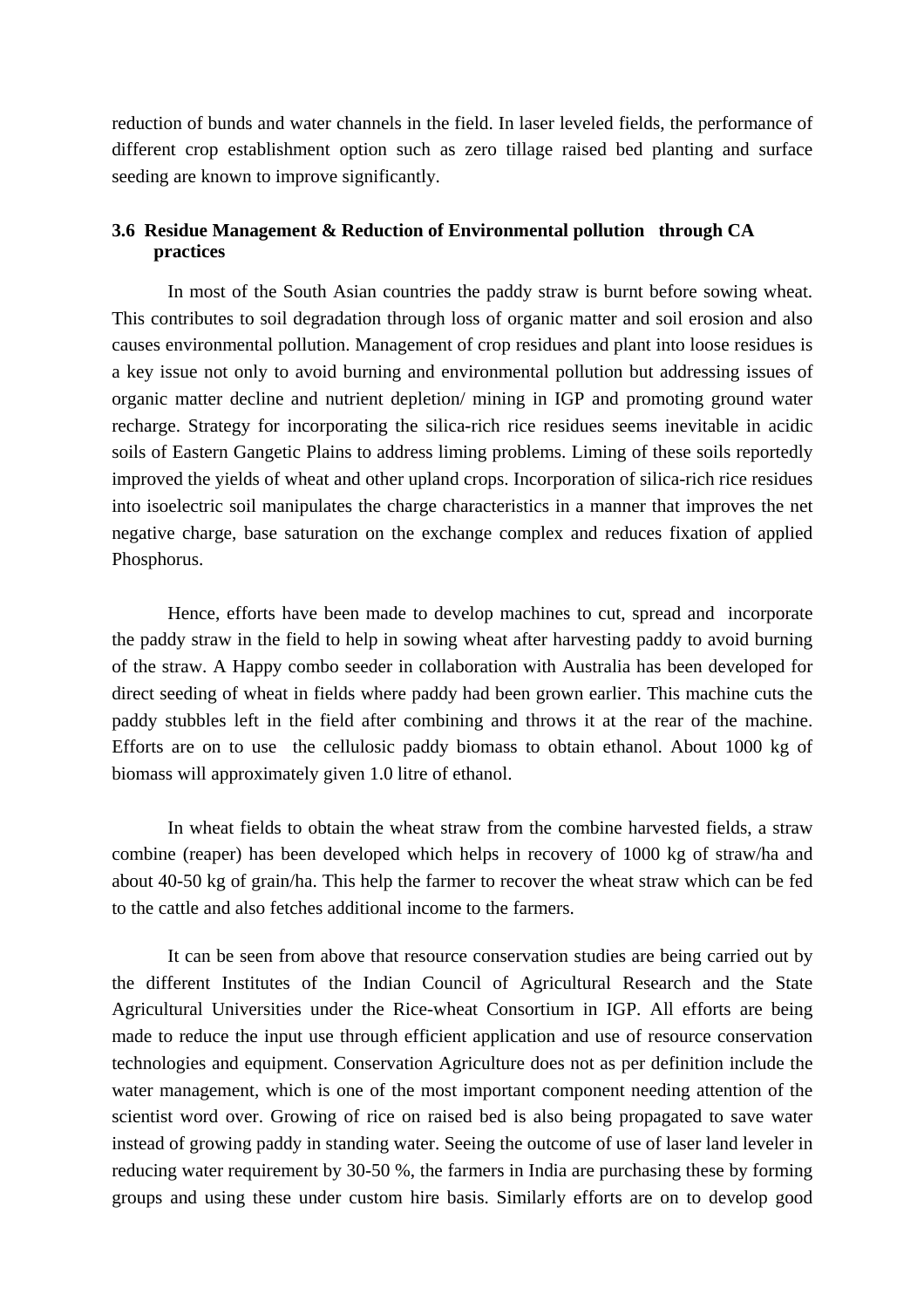reduction of bunds and water channels in the field. In laser leveled fields, the performance of different crop establishment option such as zero tillage raised bed planting and surface seeding are known to improve significantly.

### 3.6 Residue Management & Reduction of Environmental pollution through CA practices

In most of the South Asian countries the paddy straw is burnt before sowing wheat. This contributes to soil degradation through loss of organic matter and soil erosion and also causes environmental pollution. Management of crop residues and plant into loose residues is a key issue not only to avoid burning and environmental pollution but addressing issues of organic matter decline and nutrient depletion/ mining in IGP and promoting ground water recharge. Strategy for incorporating the silica-rich rice residues seems inevitable in acidic soils of Eastern Gangetic Plains to address liming problems. Liming of these soils reportedly improved the yields of wheat and other upland crops. Incorporation of silica-rich rice residues into isoelectric soil manipulates the charge characteristics in a manner that improves the net negative charge, base saturation on the exchange complex and reduces fixation of applied Phosphorus.

Hence, efforts have been made to develop machines to cut, spread and incorporate the paddy straw in the field to help in sowing wheat after harvesting paddy to avoid burning of the straw. A Happy combo seeder in collaboration with Australia has been developed for direct seeding of wheat in fields where paddy had been grown earlier. This machine cuts the paddy stubbles left in the field after combining and throws it at the rear of the machine. Efforts are on to use the cellulosic paddy biomass to obtain ethanol. About 1000 kg of biomass will approximately given 1.0 litre of ethanol.

In wheat fields to obtain the wheat straw from the combine harvested fields, a straw combine (reaper) has been developed which helps in recovery of 1000 kg of straw/ha and about 40-50 kg of grain/ha. This help the farmer to recover the wheat straw which can be fed to the cattle and also fetches additional income to the farmers.

It can be seen from above that resource conservation studies are being carried out by the different Institutes of the Indian Council of Agricultural Research and the State Agricultural Universities under the Rice-wheat Consortium in IGP. All efforts are being made to reduce the input use through efficient application and use of resource conservation technologies and equipment. Conservation Agriculture does not as per definition include the water management, which is one of the most important component needing attention of the scientist word over. Growing of rice on raised bed is also being propagated to save water instead of growing paddy in standing water. Seeing the outcome of use of laser land leveler in reducing water requirement by 30-50 %, the farmers in India are purchasing these by forming groups and using these under custom hire basis. Similarly efforts are on to develop good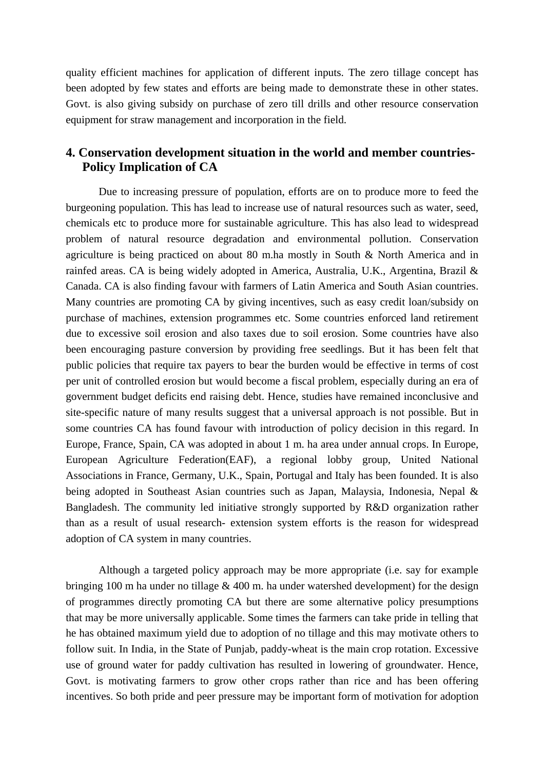quality efficient machines for application of different inputs. The zero tillage concept has been adopted by few states and efforts are being made to demonstrate these in other states. Govt. is also giving subsidy on purchase of zero till drills and other resource conservation equipment for straw management and incorporation in the field.

## 4. Conservation development situation in the world and member countries- Policy Implication of CA

Due to increasing pressure of population, efforts are on to produce more to feed the burgeoning population. This has lead to increase use of natural resources such as water, seed, chemicals etc to produce more for sustainable agriculture. This has also lead to widespread problem of natural resource degradation and environmental pollution. Conservation agriculture is being practiced on about 80 m.ha mostly in South & North America and in rainfed areas. CA is being widely adopted in America, Australia, U.K., Argentina, Brazil & Canada. CA is also finding favour with farmers of Latin America and South Asian countries. Many countries are promoting CA by giving incentives, such as easy credit loan/subsidy on purchase of machines, extension programmes etc. Some countries enforced land retirement due to excessive soil erosion and also taxes due to soil erosion. Some countries have also been encouraging pasture conversion by providing free seedlings. But it has been felt that public policies that require tax payers to bear the burden would be effective in terms of cost per unit of controlled erosion but would become a fiscal problem, especially during an era of government budget deficits end raising debt. Hence, studies have remained inconclusive and site-specific nature of many results suggest that a universal approach is not possible. But in some countries CA has found favour with introduction of policy decision in this regard. In Europe, France, Spain, CA was adopted in about 1 m. ha area under annual crops. In Europe, European Agriculture Federation(EAF), a regional lobby group, United National Associations in France, Germany, U.K., Spain, Portugal and Italy has been founded. It is also being adopted in Southeast Asian countries such as Japan, Malaysia, Indonesia, Nepal & Bangladesh. The community led initiative strongly supported by R&D organization rather than as a result of usual research- extension system efforts is the reason for widespread adoption of CA system in many countries.

Although a targeted policy approach may be more appropriate (i.e. say for example bringing 100 m ha under no tillage & 400 m. ha under watershed development) for the design of programmes directly promoting CA but there are some alternative policy presumptions that may be more universally applicable. Some times the farmers can take pride in telling that he has obtained maximum yield due to adoption of no tillage and this may motivate others to follow suit. In India, in the State of Punjab, paddy-wheat is the main crop rotation. Excessive use of ground water for paddy cultivation has resulted in lowering of groundwater. Hence, Govt. is motivating farmers to grow other crops rather than rice and has been offering incentives. So both pride and peer pressure may be important form of motivation for adoption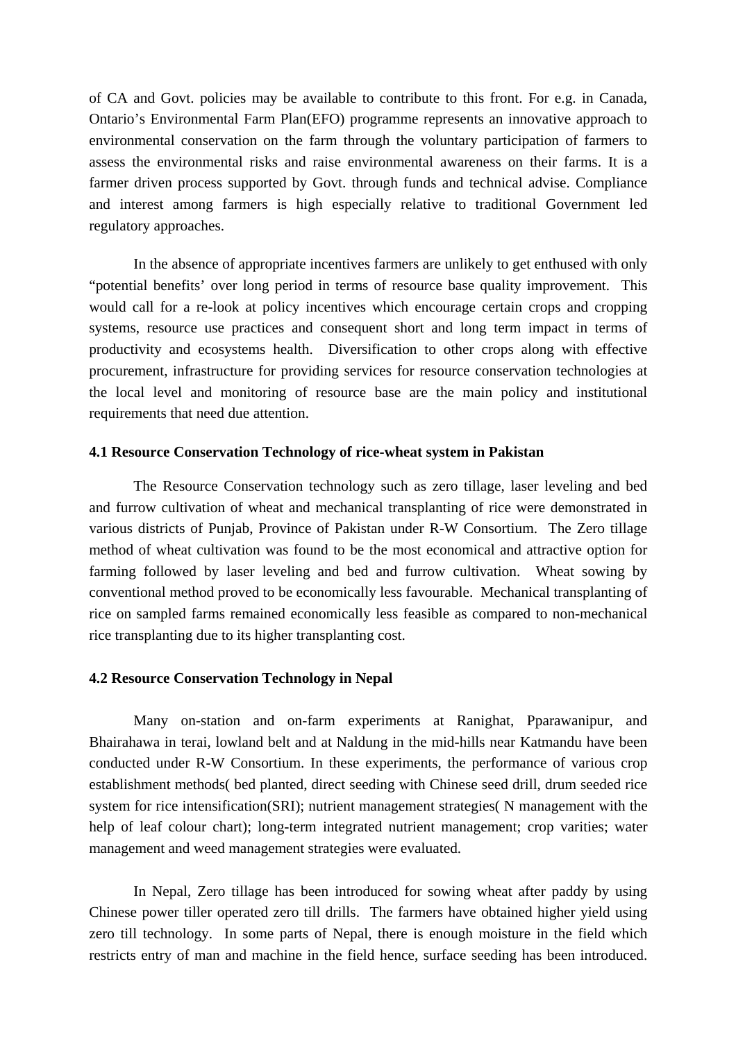of CA and Govt. policies may be available to contribute to this front. For e.g. in Canada, Ontario's Environmental Farm Plan(EFO) programme represents an innovative approach to environmental conservation on the farm through the voluntary participation of farmers to assess the environmental risks and raise environmental awareness on their farms. It is a farmer driven process supported by Govt. through funds and technical advise. Compliance and interest among farmers is high especially relative to traditional Government led regulatory approaches.

In the absence of appropriate incentives farmers are unlikely to get enthused with only "potential benefits' over long period in terms of resource base quality improvement. This would call for a re-look at policy incentives which encourage certain crops and cropping systems, resource use practices and consequent short and long term impact in terms of productivity and ecosystems health. Diversification to other crops along with effective procurement, infrastructure for providing services for resource conservation technologies at the local level and monitoring of resource base are the main policy and institutional requirements that need due attention.

### 4.1 Resource Conservation Technology of rice-wheat system in Pakistan

The Resource Conservation technology such as zero tillage, laser leveling and bed and furrow cultivation of wheat and mechanical transplanting of rice were demonstrated in various districts of Punjab, Province of Pakistan under R-W Consortium. The Zero tillage method of wheat cultivation was found to be the most economical and attractive option for farming followed by laser leveling and bed and furrow cultivation. Wheat sowing by conventional method proved to be economically less favourable. Mechanical transplanting of rice on sampled farms remained economically less feasible as compared to non-mechanical rice transplanting due to its higher transplanting cost.

### 4.2 Resource Conservation Technology in Nepal

Many on-station and on-farm experiments at Ranighat, Pparawanipur, and Bhairahawa in terai, lowland belt and at Naldung in the mid-hills near Katmandu have been conducted under R-W Consortium. In these experiments, the performance of various crop establishment methods( bed planted, direct seeding with Chinese seed drill, drum seeded rice system for rice intensification(SRI); nutrient management strategies( N management with the help of leaf colour chart); long-term integrated nutrient management; crop varities; water management and weed management strategies were evaluated.

In Nepal, Zero tillage has been introduced for sowing wheat after paddy by using Chinese power tiller operated zero till drills. The farmers have obtained higher yield using zero till technology. In some parts of Nepal, there is enough moisture in the field which restricts entry of man and machine in the field hence, surface seeding has been introduced.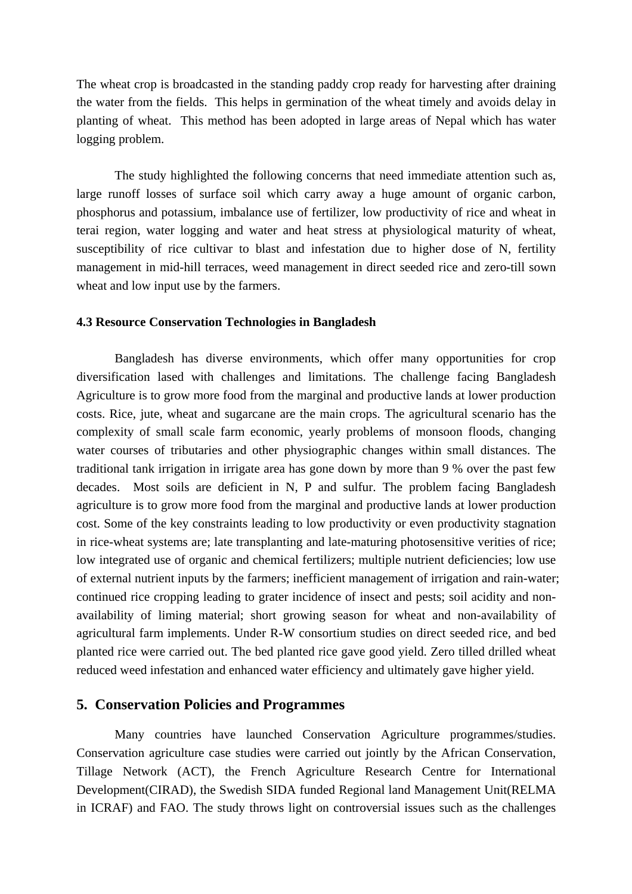The wheat crop is broadcasted in the standing paddy crop ready for harvesting after draining the water from the fields. This helps in germination of the wheat timely and avoids delay in planting of wheat. This method has been adopted in large areas of Nepal which has water logging problem.

The study highlighted the following concerns that need immediate attention such as, large runoff losses of surface soil which carry away a huge amount of organic carbon, phosphorus and potassium, imbalance use of fertilizer, low productivity of rice and wheat in terai region, water logging and water and heat stress at physiological maturity of wheat, susceptibility of rice cultivar to blast and infestation due to higher dose of N, fertility management in mid-hill terraces, weed management in direct seeded rice and zero-till sown wheat and low input use by the farmers.

**4.3 Resource Conservation Technologies in Bangladesh**

Bangladesh has diverse environments, which offer many opportunities for crop diversification lased with challenges and limitations. The challenge facing Bangladesh Agriculture is to grow more food from the marginal and productive lands at lower production costs. Rice, jute, wheat and sugarcane are the main crops. The agricultural scenario has the complexity of small scale farm economic, yearly problems of monsoon floods, changing water courses of tributaries and other physiographic changes within small distances. The traditional tank irrigation in irrigate area has gone down by more than 9 % over the past few decades. Most soils are deficient in N, P and sulfur. The problem facing Bangladesh agriculture is to grow more food from the marginal and productive lands at lower production cost. Some of the key constraints leading to low productivity or even productivity stagnation in rice-wheat systems are; late transplanting and late-maturing photosensitive verities of rice; low integrated use of organic and chemical fertilizers; multiple nutrient deficiencies; low use of external nutrient inputs by the farmers; inefficient management of irrigation and rain-water; continued rice cropping leading to grater incidence of insect and pests; soil acidity and non-availability of liming material; short growing season for wheat and non-availability of agricultural farm implements. Under R-W consortium studies on direct seeded rice, and bed planted rice were carried out. The bed planted rice gave good yield. Zero tilled drilled wheat reduced weed infestation and enhanced water efficiency and ultimately gave higher yield.

## 5. Conservation Policies and Programmes

Many countries have launched Conservation Agriculture programmes/studies. Conservation agriculture case studies were carried out jointly by the African Conservation, Tillage Network (ACT), the French Agriculture Research Centre for International Development(CIRAD), the Swedish SIDA funded Regional land Management Unit(RELMA in ICRAF) and FAO. The study throws light on controversial issues such as the challenges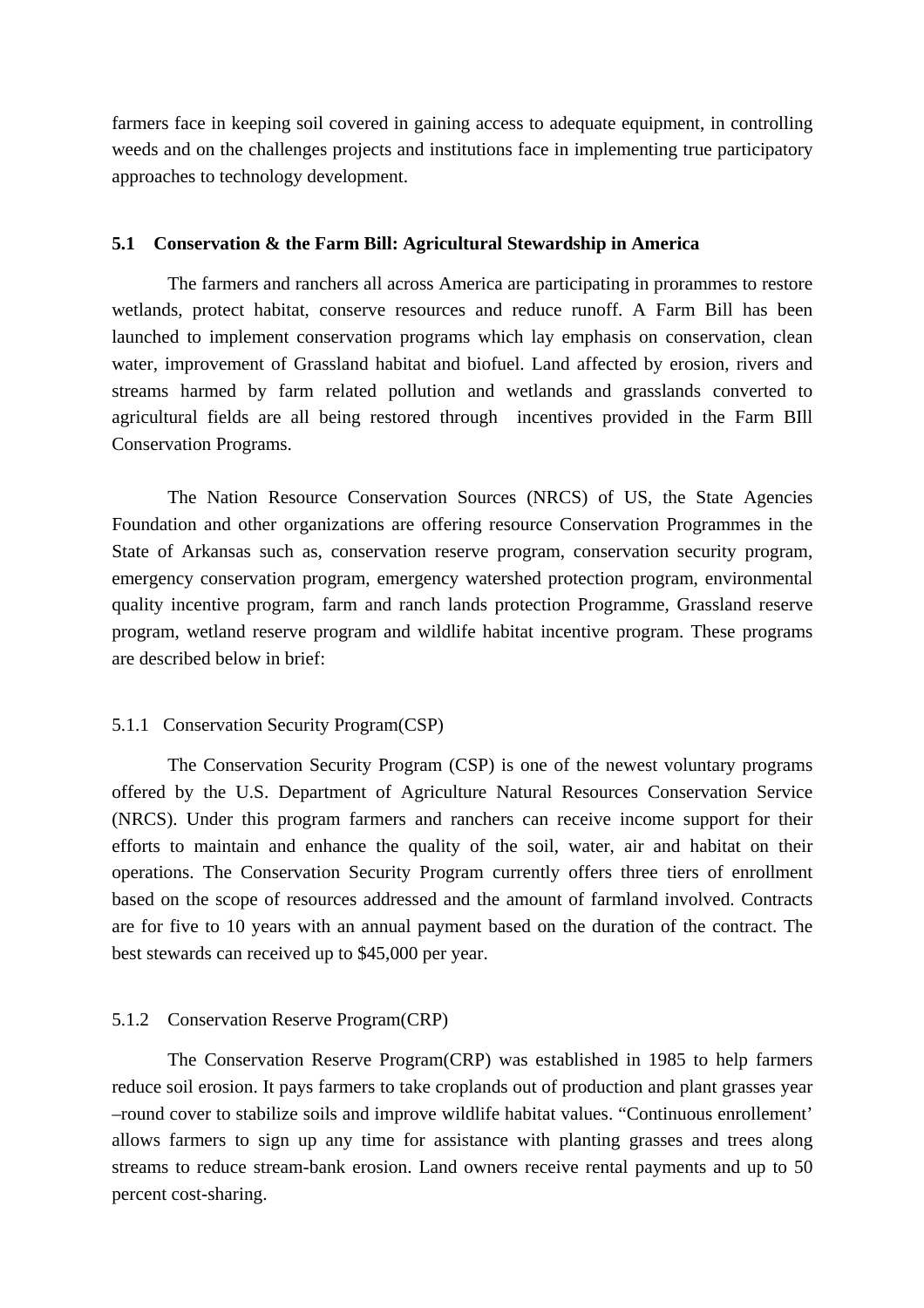farmers face in keeping soil covered in gaining access to adequate equipment, in controlling weeds and on the challenges projects and institutions face in implementing true participatory approaches to technology development.

## 5.1 Conservation & the Farm Bill: Agricultural Stewardship in America

The farmers and ranchers all across America are participating in prorammes to restore wetlands, protect habitat, conserve resources and reduce runoff. A Farm Bill has been launched to implement conservation programs which lay emphasis on conservation, clean water, improvement of Grassland habitat and biofuel. Land affected by erosion, rivers and streams harmed by farm related pollution and wetlands and grasslands converted to agricultural fields are all being restored through incentives provided in the Farm BIll Conservation Programs.

The Nation Resource Conservation Sources (NRCS) of US, the State Agencies Foundation and other organizations are offering resource Conservation Programmes in the State of Arkansas such as, conservation reserve program, conservation security program, emergency conservation program, emergency watershed protection program, environmental quality incentive program, farm and ranch lands protection Programme, Grassland reserve program, wetland reserve program and wildlife habitat incentive program. These programs are described below in brief:

### 5.1.1 Conservation Security Program(CSP)

The Conservation Security Program (CSP) is one of the newest voluntary programs offered by the U.S. Department of Agriculture Natural Resources Conservation Service (NRCS). Under this program farmers and ranchers can receive income support for their efforts to maintain and enhance the quality of the soil, water, air and habitat on their operations. The Conservation Security Program currently offers three tiers of enrollment based on the scope of resources addressed and the amount of farmland involved. Contracts are for five to 10 years with an annual payment based on the duration of the contract. The best stewards can received up to $45,000 per year.

### 5.1.2 Conservation Reserve Program(CRP)

The Conservation Reserve Program(CRP) was established in 1985 to help farmers reduce soil erosion. It pays farmers to take croplands out of production and plant grasses year –round cover to stabilize soils and improve wildlife habitat values. "Continuous enrollement' allows farmers to sign up any time for assistance with planting grasses and trees along streams to reduce stream-bank erosion. Land owners receive rental payments and up to 50 percent cost-sharing.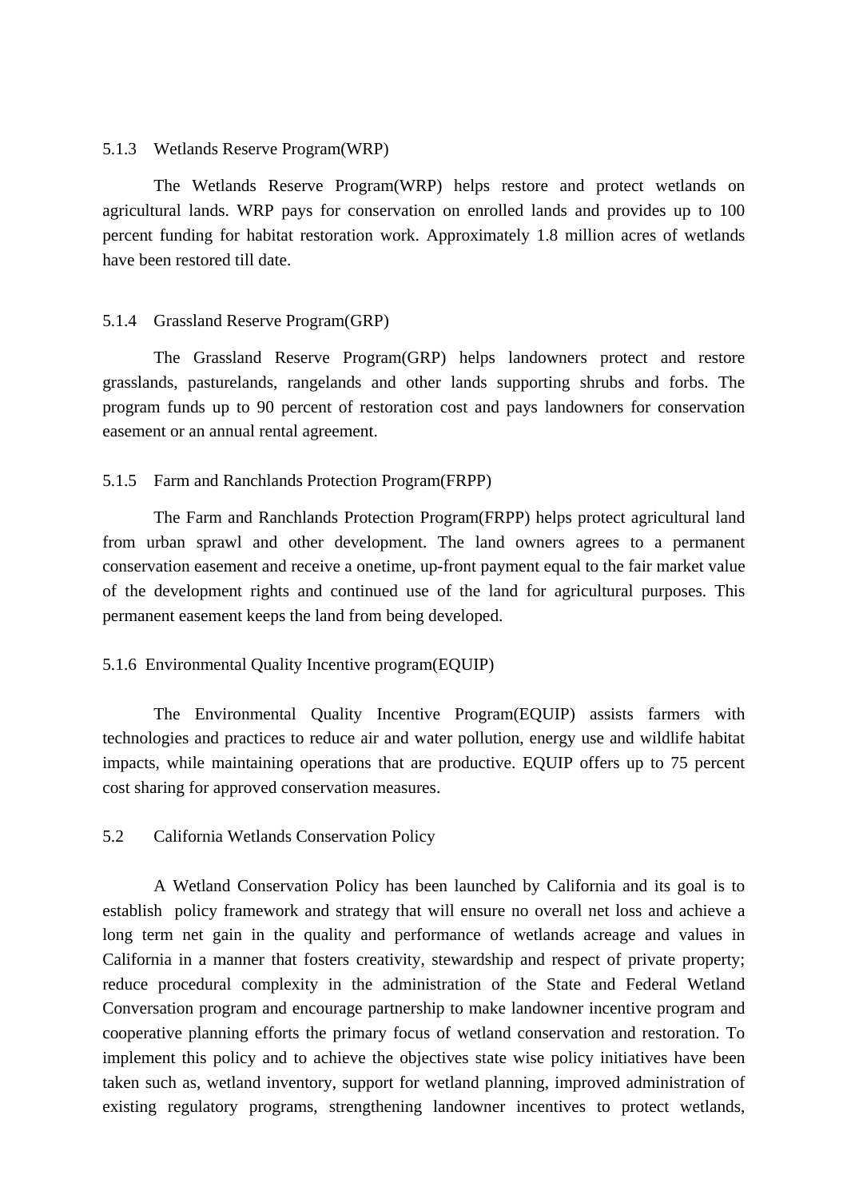### 5.1.3 Wetlands Reserve Program(WRP)

The Wetlands Reserve Program(WRP) helps restore and protect wetlands on agricultural lands. WRP pays for conservation on enrolled lands and provides up to 100 percent funding for habitat restoration work. Approximately 1.8 million acres of wetlands have been restored till date.

### 5.1.4 Grassland Reserve Program(GRP)

The Grassland Reserve Program(GRP) helps landowners protect and restore grasslands, pasturelands, rangelands and other lands supporting shrubs and forbs. The program funds up to 90 percent of restoration cost and pays landowners for conservation easement or an annual rental agreement.

### 5.1.5 Farm and Ranchlands Protection Program(FRPP)

The Farm and Ranchlands Protection Program(FRPP) helps protect agricultural land from urban sprawl and other development. The land owners agrees to a permanent conservation easement and receive a onetime, up-front payment equal to the fair market value of the development rights and continued use of the land for agricultural purposes. This permanent easement keeps the land from being developed.

### 5.1.6 Environmental Quality Incentive program(EQUIP)

The Environmental Quality Incentive Program(EQUIP) assists farmers with technologies and practices to reduce air and water pollution, energy use and wildlife habitat impacts, while maintaining operations that are productive. EQUIP offers up to 75 percent cost sharing for approved conservation measures.

## 5.2 California Wetlands Conservation Policy

A Wetland Conservation Policy has been launched by California and its goal is to establish policy framework and strategy that will ensure no overall net loss and achieve a long term net gain in the quality and performance of wetlands acreage and values in California in a manner that fosters creativity, stewardship and respect of private property; reduce procedural complexity in the administration of the State and Federal Wetland Conversation program and encourage partnership to make landowner incentive program and cooperative planning efforts the primary focus of wetland conservation and restoration. To implement this policy and to achieve the objectives state wise policy initiatives have been taken such as, wetland inventory, support for wetland planning, improved administration of existing regulatory programs, strengthening landowner incentives to protect wetlands,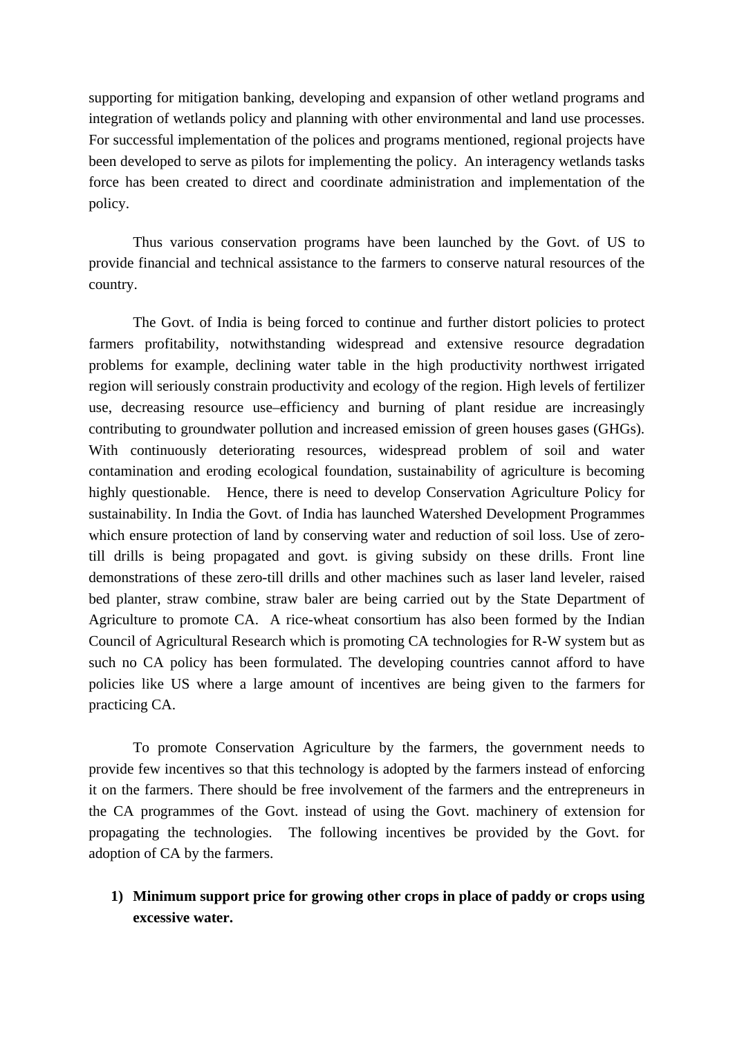supporting for mitigation banking, developing and expansion of other wetland programs and integration of wetlands policy and planning with other environmental and land use processes. For successful implementation of the polices and programs mentioned, regional projects have been developed to serve as pilots for implementing the policy. An interagency wetlands tasks force has been created to direct and coordinate administration and implementation of the policy.

Thus various conservation programs have been launched by the Govt. of US to provide financial and technical assistance to the farmers to conserve natural resources of the country.

The Govt. of India is being forced to continue and further distort policies to protect farmers profitability, notwithstanding widespread and extensive resource degradation problems for example, declining water table in the high productivity northwest irrigated region will seriously constrain productivity and ecology of the region. High levels of fertilizer use, decreasing resource use–efficiency and burning of plant residue are increasingly contributing to groundwater pollution and increased emission of green houses gases (GHGs). With continuously deteriorating resources, widespread problem of soil and water contamination and eroding ecological foundation, sustainability of agriculture is becoming highly questionable. Hence, there is need to develop Conservation Agriculture Policy for sustainability. In India the Govt. of India has launched Watershed Development Programmes which ensure protection of land by conserving water and reduction of soil loss. Use of zero-till drills is being propagated and govt. is giving subsidy on these drills. Front line demonstrations of these zero-till drills and other machines such as laser land leveler, raised bed planter, straw combine, straw baler are being carried out by the State Department of Agriculture to promote CA. A rice-wheat consortium has also been formed by the Indian Council of Agricultural Research which is promoting CA technologies for R-W system but as such no CA policy has been formulated. The developing countries cannot afford to have policies like US where a large amount of incentives are being given to the farmers for practicing CA.

To promote Conservation Agriculture by the farmers, the government needs to provide few incentives so that this technology is adopted by the farmers instead of enforcing it on the farmers. There should be free involvement of the farmers and the entrepreneurs in the CA programmes of the Govt. instead of using the Govt. machinery of extension for propagating the technologies. The following incentives be provided by the Govt. for adoption of CA by the farmers.

1) **Minimum support price for growing other crops in place of paddy or crops using excessive water.**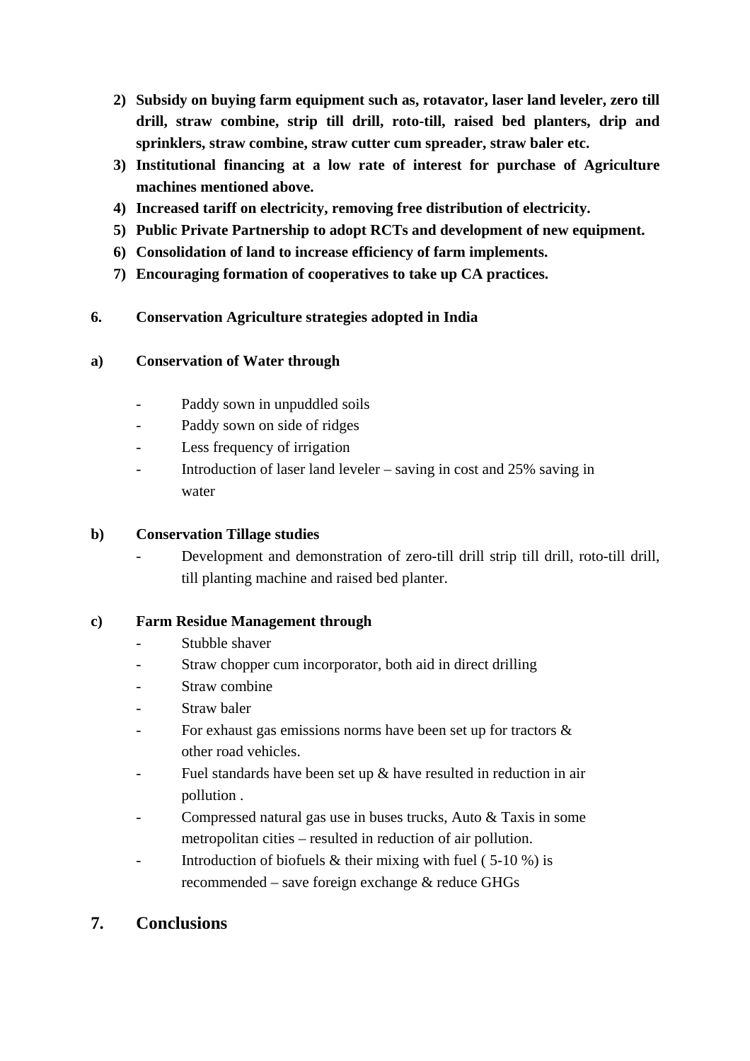2) **Subsidy on buying farm equipment such as, rotavator, laser land leveler, zero till drill, straw combine, strip till drill, roto-till, raised bed planters, drip and sprinklers, straw combine, straw cutter cum spreader, straw baler etc.**
3) **Institutional financing at a low rate of interest for purchase of Agriculture machines mentioned above.**
4) **Increased tariff on electricity, removing free distribution of electricity.**
5) **Public Private Partnership to adopt RCTs and development of new equipment.**
6) **Consolidation of land to increase efficiency of farm implements.**
7) **Encouraging formation of cooperatives to take up CA practices.**

## 6. Conservation Agriculture strategies adopted in India

### a) Conservation of Water through

- Paddy sown in unpuddled soils
- Paddy sown on side of ridges
- Less frequency of irrigation
- Introduction of laser land leveler – saving in cost and 25% saving in water

### b) Conservation Tillage studies

- Development and demonstration of zero-till drill strip till drill, roto-till drill, till planting machine and raised bed planter.

### c) Farm Residue Management through

- Stubble shaver
- Straw chopper cum incorporator, both aid in direct drilling
- Straw combine
- Straw baler
- For exhaust gas emissions norms have been set up for tractors & other road vehicles.
- Fuel standards have been set up & have resulted in reduction in air pollution .
- Compressed natural gas use in buses trucks, Auto & Taxis in some metropolitan cities – resulted in reduction of air pollution.
- Introduction of biofuels & their mixing with fuel ( 5-10 %) is recommended – save foreign exchange & reduce GHGs

## 7. Conclusions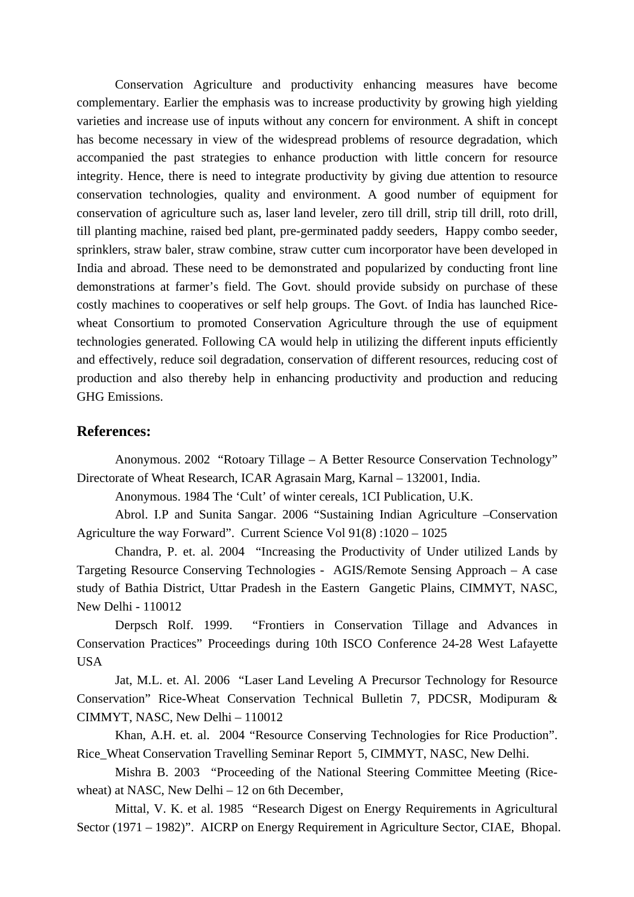Conservation Agriculture and productivity enhancing measures have become complementary. Earlier the emphasis was to increase productivity by growing high yielding varieties and increase use of inputs without any concern for environment. A shift in concept has become necessary in view of the widespread problems of resource degradation, which accompanied the past strategies to enhance production with little concern for resource integrity. Hence, there is need to integrate productivity by giving due attention to resource conservation technologies, quality and environment. A good number of equipment for conservation of agriculture such as, laser land leveler, zero till drill, strip till drill, roto drill, till planting machine, raised bed plant, pre-germinated paddy seeders, Happy combo seeder, sprinklers, straw baler, straw combine, straw cutter cum incorporator have been developed in India and abroad. These need to be demonstrated and popularized by conducting front line demonstrations at farmer's field. The Govt. should provide subsidy on purchase of these costly machines to cooperatives or self help groups. The Govt. of India has launched Rice-wheat Consortium to promoted Conservation Agriculture through the use of equipment technologies generated. Following CA would help in utilizing the different inputs efficiently and effectively, reduce soil degradation, conservation of different resources, reducing cost of production and also thereby help in enhancing productivity and production and reducing GHG Emissions.

## References:

Anonymous. 2002 "Rotoary Tillage – A Better Resource Conservation Technology" Directorate of Wheat Research, ICAR Agrasain Marg, Karnal – 132001, India.

Anonymous. 1984 The 'Cult' of winter cereals, 1CI Publication, U.K.

Abrol. I.P and Sunita Sangar. 2006 "Sustaining Indian Agriculture –Conservation Agriculture the way Forward". Current Science Vol 91(8) :1020 – 1025

Chandra, P. et. al. 2004 "Increasing the Productivity of Under utilized Lands by Targeting Resource Conserving Technologies - AGIS/Remote Sensing Approach – A case study of Bathia District, Uttar Pradesh in the Eastern Gangetic Plains, CIMMYT, NASC, New Delhi - 110012

Derpsch Rolf. 1999. "Frontiers in Conservation Tillage and Advances in Conservation Practices" Proceedings during 10th ISCO Conference 24-28 West Lafayette USA

Jat, M.L. et. Al. 2006 "Laser Land Leveling A Precursor Technology for Resource Conservation" Rice-Wheat Conservation Technical Bulletin 7, PDCSR, Modipuram & CIMMYT, NASC, New Delhi – 110012

Khan, A.H. et. al. 2004 "Resource Conserving Technologies for Rice Production". Rice_Wheat Conservation Travelling Seminar Report 5, CIMMYT, NASC, New Delhi.

Mishra B. 2003 "Proceeding of the National Steering Committee Meeting (Rice-wheat) at NASC, New Delhi – 12 on 6th December,

Mittal, V. K. et al. 1985 "Research Digest on Energy Requirements in Agricultural Sector (1971 – 1982)". AICRP on Energy Requirement in Agriculture Sector, CIAE, Bhopal.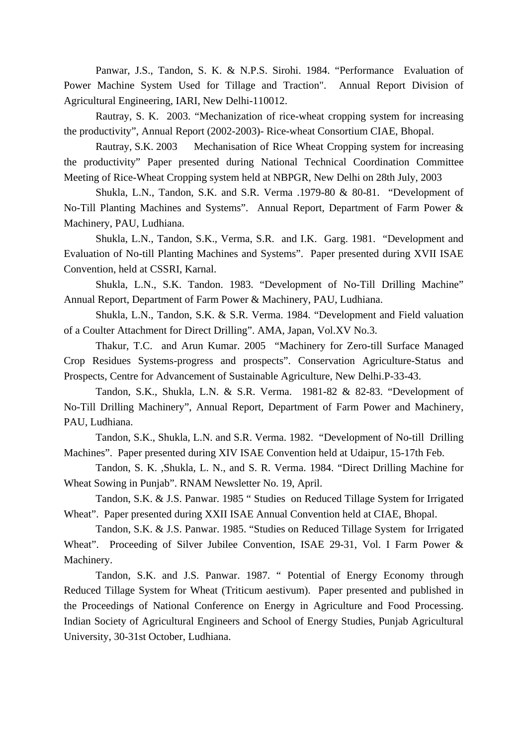Panwar, J.S., Tandon, S. K. & N.P.S. Sirohi. 1984. "Performance Evaluation of Power Machine System Used for Tillage and Traction". Annual Report Division of Agricultural Engineering, IARI, New Delhi-110012.

Rautray, S. K. 2003. "Mechanization of rice-wheat cropping system for increasing the productivity", Annual Report (2002-2003)- Rice-wheat Consortium CIAE, Bhopal.

Rautray, S.K. 2003 Mechanisation of Rice Wheat Cropping system for increasing the productivity" Paper presented during National Technical Coordination Committee Meeting of Rice-Wheat Cropping system held at NBPGR, New Delhi on 28th July, 2003

Shukla, L.N., Tandon, S.K. and S.R. Verma .1979-80 & 80-81. "Development of No-Till Planting Machines and Systems". Annual Report, Department of Farm Power & Machinery, PAU, Ludhiana.

Shukla, L.N., Tandon, S.K., Verma, S.R. and I.K. Garg. 1981. "Development and Evaluation of No-till Planting Machines and Systems". Paper presented during XVII ISAE Convention, held at CSSRI, Karnal.

Shukla, L.N., S.K. Tandon. 1983. "Development of No-Till Drilling Machine" Annual Report, Department of Farm Power & Machinery, PAU, Ludhiana.

Shukla, L.N., Tandon, S.K. & S.R. Verma. 1984. "Development and Field valuation of a Coulter Attachment for Direct Drilling". AMA, Japan, Vol.XV No.3.

Thakur, T.C. and Arun Kumar. 2005 "Machinery for Zero-till Surface Managed Crop Residues Systems-progress and prospects". Conservation Agriculture-Status and Prospects, Centre for Advancement of Sustainable Agriculture, New Delhi.P-33-43.

Tandon, S.K., Shukla, L.N. & S.R. Verma. 1981-82 & 82-83. "Development of No-Till Drilling Machinery", Annual Report, Department of Farm Power and Machinery, PAU, Ludhiana.

Tandon, S.K., Shukla, L.N. and S.R. Verma. 1982. "Development of No-till Drilling Machines". Paper presented during XIV ISAE Convention held at Udaipur, 15-17th Feb.

Tandon, S. K. ,Shukla, L. N., and S. R. Verma. 1984. "Direct Drilling Machine for Wheat Sowing in Punjab". RNAM Newsletter No. 19, April.

Tandon, S.K. & J.S. Panwar. 1985 " Studies on Reduced Tillage System for Irrigated Wheat". Paper presented during XXII ISAE Annual Convention held at CIAE, Bhopal.

Tandon, S.K. & J.S. Panwar. 1985. "Studies on Reduced Tillage System for Irrigated Wheat". Proceeding of Silver Jubilee Convention, ISAE 29-31, Vol. I Farm Power & Machinery.

Tandon, S.K. and J.S. Panwar. 1987. " Potential of Energy Economy through Reduced Tillage System for Wheat (Triticum aestivum). Paper presented and published in the Proceedings of National Conference on Energy in Agriculture and Food Processing. Indian Society of Agricultural Engineers and School of Energy Studies, Punjab Agricultural University, 30-31st October, Ludhiana.